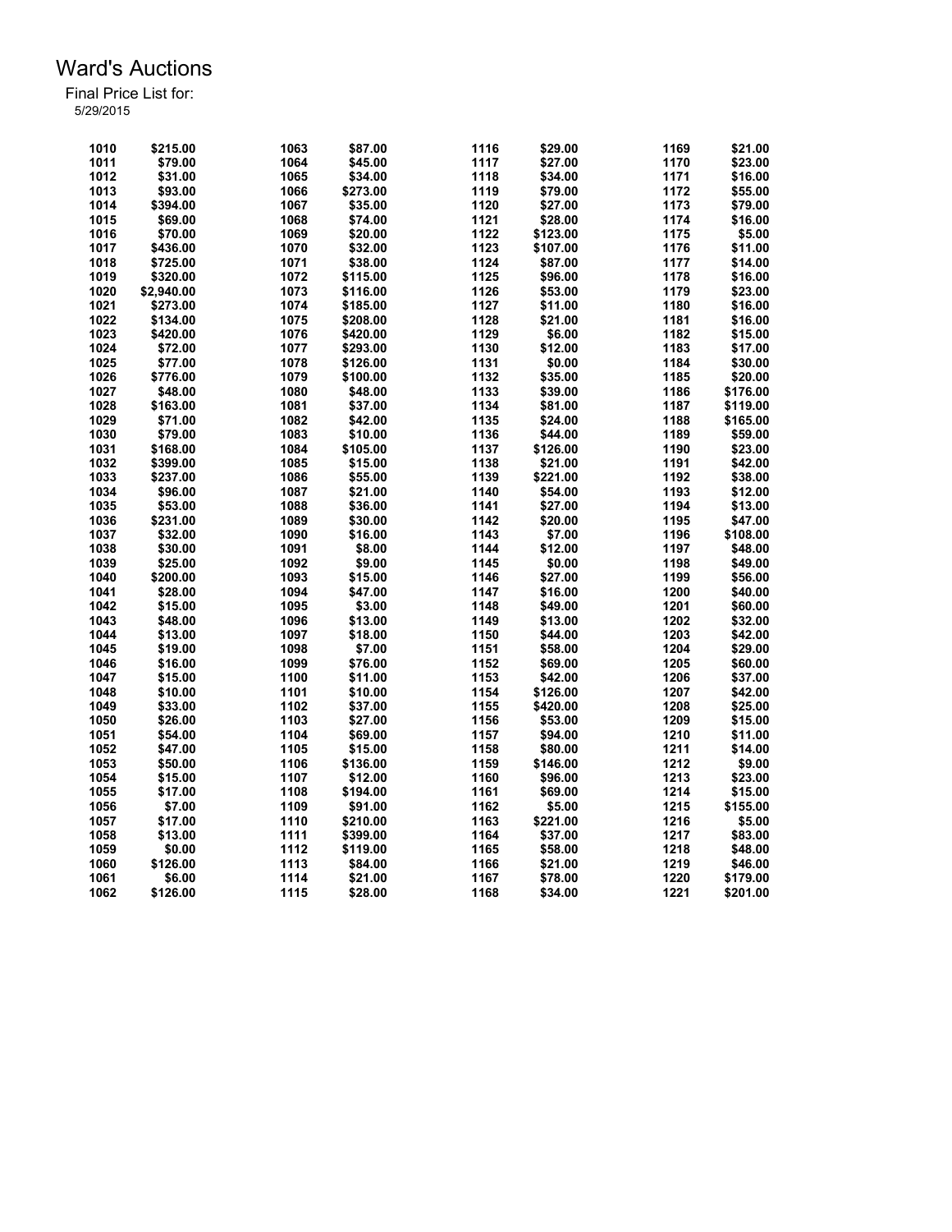# Ward's Auctions

Final Price List for:
5/29/2015

| Lot | Price | Lot | Price | Lot | Price | Lot | Price |
|---|---|---|---|---|---|---|---|
| 1010 | $215.00 | 1063 | $87.00 | 1116 | $29.00 | 1169 | $21.00 |
| 1011 | $79.00 | 1064 | $45.00 | 1117 | $27.00 | 1170 | $23.00 |
| 1012 | $31.00 | 1065 | $34.00 | 1118 | $34.00 | 1171 | $16.00 |
| 1013 | $93.00 | 1066 | $273.00 | 1119 | $79.00 | 1172 | $55.00 |
| 1014 | $394.00 | 1067 | $35.00 | 1120 | $27.00 | 1173 | $79.00 |
| 1015 | $69.00 | 1068 | $74.00 | 1121 | $28.00 | 1174 | $16.00 |
| 1016 | $70.00 | 1069 | $20.00 | 1122 | $123.00 | 1175 | $5.00 |
| 1017 | $436.00 | 1070 | $32.00 | 1123 | $107.00 | 1176 | $11.00 |
| 1018 | $725.00 | 1071 | $38.00 | 1124 | $87.00 | 1177 | $14.00 |
| 1019 | $320.00 | 1072 | $115.00 | 1125 | $96.00 | 1178 | $16.00 |
| 1020 | $2,940.00 | 1073 | $116.00 | 1126 | $53.00 | 1179 | $23.00 |
| 1021 | $273.00 | 1074 | $185.00 | 1127 | $11.00 | 1180 | $16.00 |
| 1022 | $134.00 | 1075 | $208.00 | 1128 | $21.00 | 1181 | $16.00 |
| 1023 | $420.00 | 1076 | $420.00 | 1129 | $6.00 | 1182 | $15.00 |
| 1024 | $72.00 | 1077 | $293.00 | 1130 | $12.00 | 1183 | $17.00 |
| 1025 | $77.00 | 1078 | $126.00 | 1131 | $0.00 | 1184 | $30.00 |
| 1026 | $776.00 | 1079 | $100.00 | 1132 | $35.00 | 1185 | $20.00 |
| 1027 | $48.00 | 1080 | $48.00 | 1133 | $39.00 | 1186 | $176.00 |
| 1028 | $163.00 | 1081 | $37.00 | 1134 | $81.00 | 1187 | $119.00 |
| 1029 | $71.00 | 1082 | $42.00 | 1135 | $24.00 | 1188 | $165.00 |
| 1030 | $79.00 | 1083 | $10.00 | 1136 | $44.00 | 1189 | $59.00 |
| 1031 | $168.00 | 1084 | $105.00 | 1137 | $126.00 | 1190 | $23.00 |
| 1032 | $399.00 | 1085 | $15.00 | 1138 | $21.00 | 1191 | $42.00 |
| 1033 | $237.00 | 1086 | $55.00 | 1139 | $221.00 | 1192 | $38.00 |
| 1034 | $96.00 | 1087 | $21.00 | 1140 | $54.00 | 1193 | $12.00 |
| 1035 | $53.00 | 1088 | $36.00 | 1141 | $27.00 | 1194 | $13.00 |
| 1036 | $231.00 | 1089 | $30.00 | 1142 | $20.00 | 1195 | $47.00 |
| 1037 | $32.00 | 1090 | $16.00 | 1143 | $7.00 | 1196 | $108.00 |
| 1038 | $30.00 | 1091 | $8.00 | 1144 | $12.00 | 1197 | $48.00 |
| 1039 | $25.00 | 1092 | $9.00 | 1145 | $0.00 | 1198 | $49.00 |
| 1040 | $200.00 | 1093 | $15.00 | 1146 | $27.00 | 1199 | $56.00 |
| 1041 | $28.00 | 1094 | $47.00 | 1147 | $16.00 | 1200 | $40.00 |
| 1042 | $15.00 | 1095 | $3.00 | 1148 | $49.00 | 1201 | $60.00 |
| 1043 | $48.00 | 1096 | $13.00 | 1149 | $13.00 | 1202 | $32.00 |
| 1044 | $13.00 | 1097 | $18.00 | 1150 | $44.00 | 1203 | $42.00 |
| 1045 | $19.00 | 1098 | $7.00 | 1151 | $58.00 | 1204 | $29.00 |
| 1046 | $16.00 | 1099 | $76.00 | 1152 | $69.00 | 1205 | $60.00 |
| 1047 | $15.00 | 1100 | $11.00 | 1153 | $42.00 | 1206 | $37.00 |
| 1048 | $10.00 | 1101 | $10.00 | 1154 | $126.00 | 1207 | $42.00 |
| 1049 | $33.00 | 1102 | $37.00 | 1155 | $420.00 | 1208 | $25.00 |
| 1050 | $26.00 | 1103 | $27.00 | 1156 | $53.00 | 1209 | $15.00 |
| 1051 | $54.00 | 1104 | $69.00 | 1157 | $94.00 | 1210 | $11.00 |
| 1052 | $47.00 | 1105 | $15.00 | 1158 | $80.00 | 1211 | $14.00 |
| 1053 | $50.00 | 1106 | $136.00 | 1159 | $146.00 | 1212 | $9.00 |
| 1054 | $15.00 | 1107 | $12.00 | 1160 | $96.00 | 1213 | $23.00 |
| 1055 | $17.00 | 1108 | $194.00 | 1161 | $69.00 | 1214 | $15.00 |
| 1056 | $7.00 | 1109 | $91.00 | 1162 | $5.00 | 1215 | $155.00 |
| 1057 | $17.00 | 1110 | $210.00 | 1163 | $221.00 | 1216 | $5.00 |
| 1058 | $13.00 | 1111 | $399.00 | 1164 | $37.00 | 1217 | $83.00 |
| 1059 | $0.00 | 1112 | $119.00 | 1165 | $58.00 | 1218 | $48.00 |
| 1060 | $126.00 | 1113 | $84.00 | 1166 | $21.00 | 1219 | $46.00 |
| 1061 | $6.00 | 1114 | $21.00 | 1167 | $78.00 | 1220 | $179.00 |
| 1062 | $126.00 | 1115 | $28.00 | 1168 | $34.00 | 1221 | $201.00 |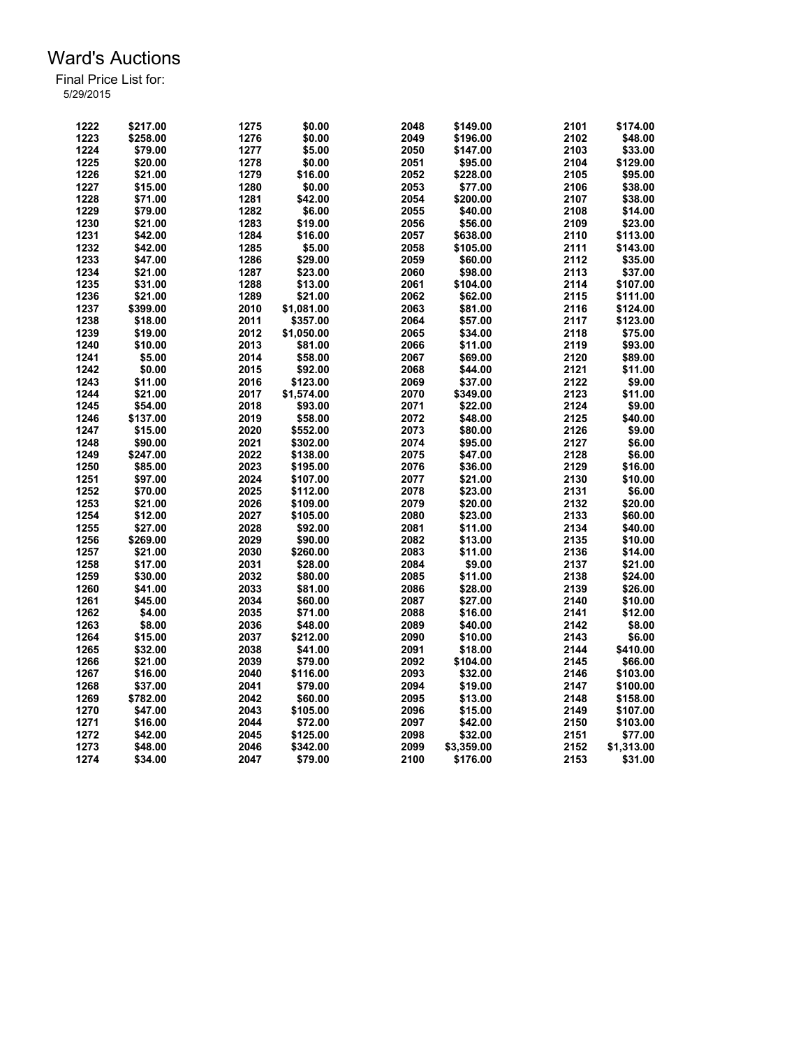# Ward's Auctions

Final Price List for:
5/29/2015

| Lot | Price | Lot | Price | Lot | Price | Lot | Price |
|---|---|---|---|---|---|---|---|
| 1222 | $217.00 | 1275 | $0.00 | 2048 | $149.00 | 2101 | $174.00 |
| 1223 | $258.00 | 1276 | $0.00 | 2049 | $196.00 | 2102 | $48.00 |
| 1224 | $79.00 | 1277 | $5.00 | 2050 | $147.00 | 2103 | $33.00 |
| 1225 | $20.00 | 1278 | $0.00 | 2051 | $95.00 | 2104 | $129.00 |
| 1226 | $21.00 | 1279 | $16.00 | 2052 | $228.00 | 2105 | $95.00 |
| 1227 | $15.00 | 1280 | $0.00 | 2053 | $77.00 | 2106 | $38.00 |
| 1228 | $71.00 | 1281 | $42.00 | 2054 | $200.00 | 2107 | $38.00 |
| 1229 | $79.00 | 1282 | $6.00 | 2055 | $40.00 | 2108 | $14.00 |
| 1230 | $21.00 | 1283 | $19.00 | 2056 | $56.00 | 2109 | $23.00 |
| 1231 | $42.00 | 1284 | $16.00 | 2057 | $638.00 | 2110 | $113.00 |
| 1232 | $42.00 | 1285 | $5.00 | 2058 | $105.00 | 2111 | $143.00 |
| 1233 | $47.00 | 1286 | $29.00 | 2059 | $60.00 | 2112 | $35.00 |
| 1234 | $21.00 | 1287 | $23.00 | 2060 | $98.00 | 2113 | $37.00 |
| 1235 | $31.00 | 1288 | $13.00 | 2061 | $104.00 | 2114 | $107.00 |
| 1236 | $21.00 | 1289 | $21.00 | 2062 | $62.00 | 2115 | $111.00 |
| 1237 | $399.00 | 2010 | $1,081.00 | 2063 | $81.00 | 2116 | $124.00 |
| 1238 | $18.00 | 2011 | $357.00 | 2064 | $57.00 | 2117 | $123.00 |
| 1239 | $19.00 | 2012 | $1,050.00 | 2065 | $34.00 | 2118 | $75.00 |
| 1240 | $10.00 | 2013 | $81.00 | 2066 | $11.00 | 2119 | $93.00 |
| 1241 | $5.00 | 2014 | $58.00 | 2067 | $69.00 | 2120 | $89.00 |
| 1242 | $0.00 | 2015 | $92.00 | 2068 | $44.00 | 2121 | $11.00 |
| 1243 | $11.00 | 2016 | $123.00 | 2069 | $37.00 | 2122 | $9.00 |
| 1244 | $21.00 | 2017 | $1,574.00 | 2070 | $349.00 | 2123 | $11.00 |
| 1245 | $54.00 | 2018 | $93.00 | 2071 | $22.00 | 2124 | $9.00 |
| 1246 | $137.00 | 2019 | $58.00 | 2072 | $48.00 | 2125 | $40.00 |
| 1247 | $15.00 | 2020 | $552.00 | 2073 | $80.00 | 2126 | $9.00 |
| 1248 | $90.00 | 2021 | $302.00 | 2074 | $95.00 | 2127 | $6.00 |
| 1249 | $247.00 | 2022 | $138.00 | 2075 | $47.00 | 2128 | $6.00 |
| 1250 | $85.00 | 2023 | $195.00 | 2076 | $36.00 | 2129 | $16.00 |
| 1251 | $97.00 | 2024 | $107.00 | 2077 | $21.00 | 2130 | $10.00 |
| 1252 | $70.00 | 2025 | $112.00 | 2078 | $23.00 | 2131 | $6.00 |
| 1253 | $21.00 | 2026 | $109.00 | 2079 | $20.00 | 2132 | $20.00 |
| 1254 | $12.00 | 2027 | $105.00 | 2080 | $23.00 | 2133 | $60.00 |
| 1255 | $27.00 | 2028 | $92.00 | 2081 | $11.00 | 2134 | $40.00 |
| 1256 | $269.00 | 2029 | $90.00 | 2082 | $13.00 | 2135 | $10.00 |
| 1257 | $21.00 | 2030 | $260.00 | 2083 | $11.00 | 2136 | $14.00 |
| 1258 | $17.00 | 2031 | $28.00 | 2084 | $9.00 | 2137 | $21.00 |
| 1259 | $30.00 | 2032 | $80.00 | 2085 | $11.00 | 2138 | $24.00 |
| 1260 | $41.00 | 2033 | $81.00 | 2086 | $28.00 | 2139 | $26.00 |
| 1261 | $45.00 | 2034 | $60.00 | 2087 | $27.00 | 2140 | $10.00 |
| 1262 | $4.00 | 2035 | $71.00 | 2088 | $16.00 | 2141 | $12.00 |
| 1263 | $8.00 | 2036 | $48.00 | 2089 | $40.00 | 2142 | $8.00 |
| 1264 | $15.00 | 2037 | $212.00 | 2090 | $10.00 | 2143 | $6.00 |
| 1265 | $32.00 | 2038 | $41.00 | 2091 | $18.00 | 2144 | $410.00 |
| 1266 | $21.00 | 2039 | $79.00 | 2092 | $104.00 | 2145 | $66.00 |
| 1267 | $16.00 | 2040 | $116.00 | 2093 | $32.00 | 2146 | $103.00 |
| 1268 | $37.00 | 2041 | $79.00 | 2094 | $19.00 | 2147 | $100.00 |
| 1269 | $782.00 | 2042 | $60.00 | 2095 | $13.00 | 2148 | $158.00 |
| 1270 | $47.00 | 2043 | $105.00 | 2096 | $15.00 | 2149 | $107.00 |
| 1271 | $16.00 | 2044 | $72.00 | 2097 | $42.00 | 2150 | $103.00 |
| 1272 | $42.00 | 2045 | $125.00 | 2098 | $32.00 | 2151 | $77.00 |
| 1273 | $48.00 | 2046 | $342.00 | 2099 | $3,359.00 | 2152 | $1,313.00 |
| 1274 | $34.00 | 2047 | $79.00 | 2100 | $176.00 | 2153 | $31.00 |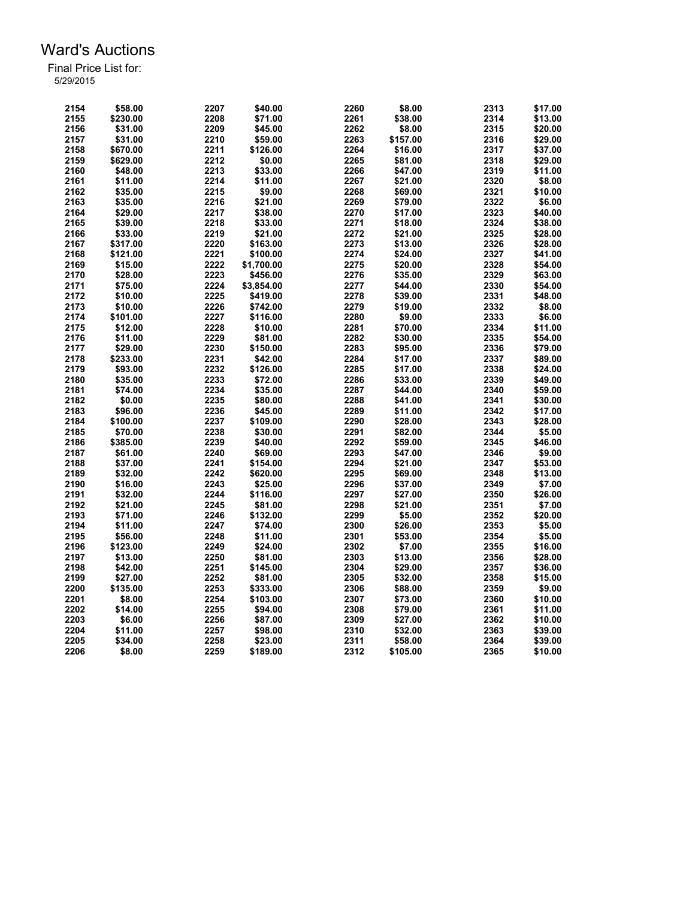# Ward's Auctions

Final Price List for:
5/29/2015

| Lot | Price | Lot | Price | Lot | Price | Lot | Price |
|---|---|---|---|---|---|---|---|
| 2154 | $58.00 | 2207 | $40.00 | 2260 | $8.00 | 2313 | $17.00 |
| 2155 | $230.00 | 2208 | $71.00 | 2261 | $38.00 | 2314 | $13.00 |
| 2156 | $31.00 | 2209 | $45.00 | 2262 | $8.00 | 2315 | $20.00 |
| 2157 | $31.00 | 2210 | $59.00 | 2263 | $157.00 | 2316 | $29.00 |
| 2158 | $670.00 | 2211 | $126.00 | 2264 | $16.00 | 2317 | $37.00 |
| 2159 | $629.00 | 2212 | $0.00 | 2265 | $81.00 | 2318 | $29.00 |
| 2160 | $48.00 | 2213 | $33.00 | 2266 | $47.00 | 2319 | $11.00 |
| 2161 | $11.00 | 2214 | $11.00 | 2267 | $21.00 | 2320 | $8.00 |
| 2162 | $35.00 | 2215 | $9.00 | 2268 | $69.00 | 2321 | $10.00 |
| 2163 | $35.00 | 2216 | $21.00 | 2269 | $79.00 | 2322 | $6.00 |
| 2164 | $29.00 | 2217 | $38.00 | 2270 | $17.00 | 2323 | $40.00 |
| 2165 | $39.00 | 2218 | $33.00 | 2271 | $18.00 | 2324 | $38.00 |
| 2166 | $33.00 | 2219 | $21.00 | 2272 | $21.00 | 2325 | $28.00 |
| 2167 | $317.00 | 2220 | $163.00 | 2273 | $13.00 | 2326 | $28.00 |
| 2168 | $121.00 | 2221 | $100.00 | 2274 | $24.00 | 2327 | $41.00 |
| 2169 | $15.00 | 2222 | $1,700.00 | 2275 | $20.00 | 2328 | $54.00 |
| 2170 | $28.00 | 2223 | $456.00 | 2276 | $35.00 | 2329 | $63.00 |
| 2171 | $75.00 | 2224 | $3,854.00 | 2277 | $44.00 | 2330 | $54.00 |
| 2172 | $10.00 | 2225 | $419.00 | 2278 | $39.00 | 2331 | $48.00 |
| 2173 | $10.00 | 2226 | $742.00 | 2279 | $19.00 | 2332 | $8.00 |
| 2174 | $101.00 | 2227 | $116.00 | 2280 | $9.00 | 2333 | $6.00 |
| 2175 | $12.00 | 2228 | $10.00 | 2281 | $70.00 | 2334 | $11.00 |
| 2176 | $11.00 | 2229 | $81.00 | 2282 | $30.00 | 2335 | $54.00 |
| 2177 | $29.00 | 2230 | $150.00 | 2283 | $95.00 | 2336 | $79.00 |
| 2178 | $233.00 | 2231 | $42.00 | 2284 | $17.00 | 2337 | $89.00 |
| 2179 | $93.00 | 2232 | $126.00 | 2285 | $17.00 | 2338 | $24.00 |
| 2180 | $35.00 | 2233 | $72.00 | 2286 | $33.00 | 2339 | $49.00 |
| 2181 | $74.00 | 2234 | $35.00 | 2287 | $44.00 | 2340 | $59.00 |
| 2182 | $0.00 | 2235 | $80.00 | 2288 | $41.00 | 2341 | $30.00 |
| 2183 | $96.00 | 2236 | $45.00 | 2289 | $11.00 | 2342 | $17.00 |
| 2184 | $100.00 | 2237 | $109.00 | 2290 | $28.00 | 2343 | $28.00 |
| 2185 | $70.00 | 2238 | $30.00 | 2291 | $82.00 | 2344 | $5.00 |
| 2186 | $385.00 | 2239 | $40.00 | 2292 | $59.00 | 2345 | $46.00 |
| 2187 | $61.00 | 2240 | $69.00 | 2293 | $47.00 | 2346 | $9.00 |
| 2188 | $37.00 | 2241 | $154.00 | 2294 | $21.00 | 2347 | $53.00 |
| 2189 | $32.00 | 2242 | $620.00 | 2295 | $69.00 | 2348 | $13.00 |
| 2190 | $16.00 | 2243 | $25.00 | 2296 | $37.00 | 2349 | $7.00 |
| 2191 | $32.00 | 2244 | $116.00 | 2297 | $27.00 | 2350 | $26.00 |
| 2192 | $21.00 | 2245 | $81.00 | 2298 | $21.00 | 2351 | $7.00 |
| 2193 | $71.00 | 2246 | $132.00 | 2299 | $5.00 | 2352 | $20.00 |
| 2194 | $11.00 | 2247 | $74.00 | 2300 | $26.00 | 2353 | $5.00 |
| 2195 | $56.00 | 2248 | $11.00 | 2301 | $53.00 | 2354 | $5.00 |
| 2196 | $123.00 | 2249 | $24.00 | 2302 | $7.00 | 2355 | $16.00 |
| 2197 | $13.00 | 2250 | $81.00 | 2303 | $13.00 | 2356 | $28.00 |
| 2198 | $42.00 | 2251 | $145.00 | 2304 | $29.00 | 2357 | $36.00 |
| 2199 | $27.00 | 2252 | $81.00 | 2305 | $32.00 | 2358 | $15.00 |
| 2200 | $135.00 | 2253 | $333.00 | 2306 | $88.00 | 2359 | $9.00 |
| 2201 | $8.00 | 2254 | $103.00 | 2307 | $73.00 | 2360 | $10.00 |
| 2202 | $14.00 | 2255 | $94.00 | 2308 | $79.00 | 2361 | $11.00 |
| 2203 | $6.00 | 2256 | $87.00 | 2309 | $27.00 | 2362 | $10.00 |
| 2204 | $11.00 | 2257 | $98.00 | 2310 | $32.00 | 2363 | $39.00 |
| 2205 | $34.00 | 2258 | $23.00 | 2311 | $58.00 | 2364 | $39.00 |
| 2206 | $8.00 | 2259 | $189.00 | 2312 | $105.00 | 2365 | $10.00 |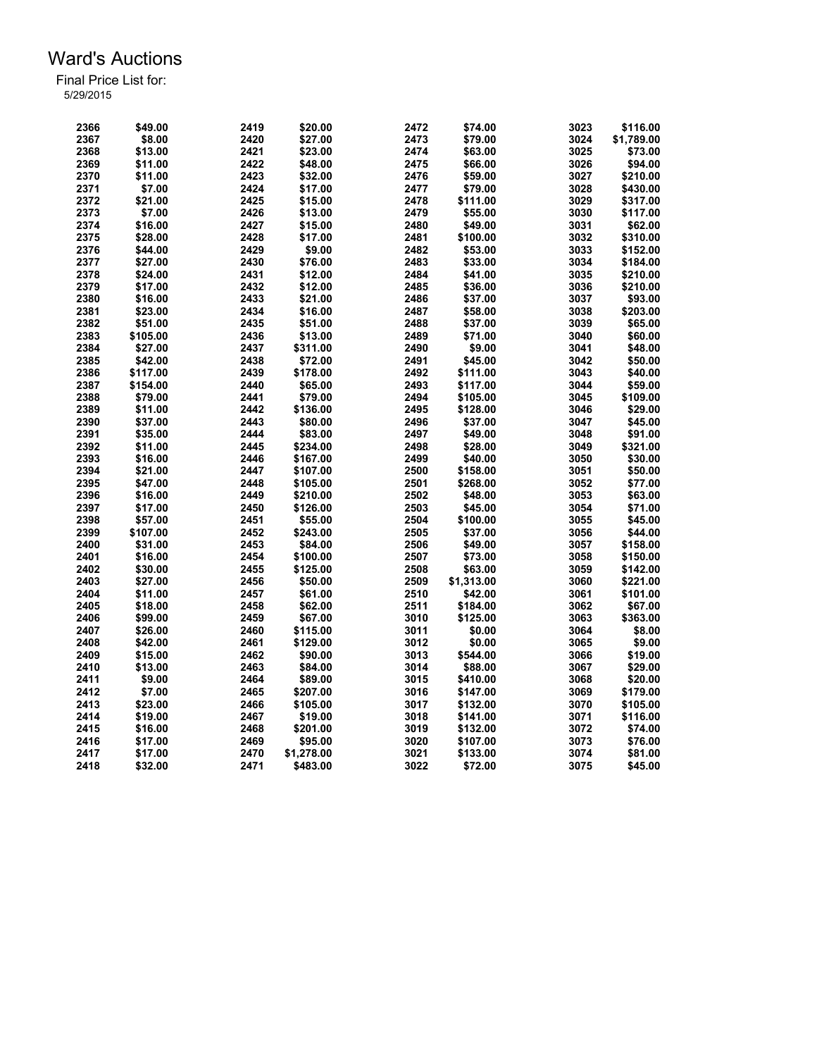# Ward's Auctions

Final Price List for:
5/29/2015

| Lot | Price | Lot | Price | Lot | Price | Lot | Price |
|---|---|---|---|---|---|---|---|
| 2366 | $49.00 | 2419 | $20.00 | 2472 | $74.00 | 3023 | $116.00 |
| 2367 | $8.00 | 2420 | $27.00 | 2473 | $79.00 | 3024 | $1,789.00 |
| 2368 | $13.00 | 2421 | $23.00 | 2474 | $63.00 | 3025 | $73.00 |
| 2369 | $11.00 | 2422 | $48.00 | 2475 | $66.00 | 3026 | $94.00 |
| 2370 | $11.00 | 2423 | $32.00 | 2476 | $59.00 | 3027 | $210.00 |
| 2371 | $7.00 | 2424 | $17.00 | 2477 | $79.00 | 3028 | $430.00 |
| 2372 | $21.00 | 2425 | $15.00 | 2478 | $111.00 | 3029 | $317.00 |
| 2373 | $7.00 | 2426 | $13.00 | 2479 | $55.00 | 3030 | $117.00 |
| 2374 | $16.00 | 2427 | $15.00 | 2480 | $49.00 | 3031 | $62.00 |
| 2375 | $28.00 | 2428 | $17.00 | 2481 | $100.00 | 3032 | $310.00 |
| 2376 | $44.00 | 2429 | $9.00 | 2482 | $53.00 | 3033 | $152.00 |
| 2377 | $27.00 | 2430 | $76.00 | 2483 | $33.00 | 3034 | $184.00 |
| 2378 | $24.00 | 2431 | $12.00 | 2484 | $41.00 | 3035 | $210.00 |
| 2379 | $17.00 | 2432 | $12.00 | 2485 | $36.00 | 3036 | $210.00 |
| 2380 | $16.00 | 2433 | $21.00 | 2486 | $37.00 | 3037 | $93.00 |
| 2381 | $23.00 | 2434 | $16.00 | 2487 | $58.00 | 3038 | $203.00 |
| 2382 | $51.00 | 2435 | $51.00 | 2488 | $37.00 | 3039 | $65.00 |
| 2383 | $105.00 | 2436 | $13.00 | 2489 | $71.00 | 3040 | $60.00 |
| 2384 | $27.00 | 2437 | $311.00 | 2490 | $9.00 | 3041 | $48.00 |
| 2385 | $42.00 | 2438 | $72.00 | 2491 | $45.00 | 3042 | $50.00 |
| 2386 | $117.00 | 2439 | $178.00 | 2492 | $111.00 | 3043 | $40.00 |
| 2387 | $154.00 | 2440 | $65.00 | 2493 | $117.00 | 3044 | $59.00 |
| 2388 | $79.00 | 2441 | $79.00 | 2494 | $105.00 | 3045 | $109.00 |
| 2389 | $11.00 | 2442 | $136.00 | 2495 | $128.00 | 3046 | $29.00 |
| 2390 | $37.00 | 2443 | $80.00 | 2496 | $37.00 | 3047 | $45.00 |
| 2391 | $35.00 | 2444 | $83.00 | 2497 | $49.00 | 3048 | $91.00 |
| 2392 | $11.00 | 2445 | $234.00 | 2498 | $28.00 | 3049 | $321.00 |
| 2393 | $16.00 | 2446 | $167.00 | 2499 | $40.00 | 3050 | $30.00 |
| 2394 | $21.00 | 2447 | $107.00 | 2500 | $158.00 | 3051 | $50.00 |
| 2395 | $47.00 | 2448 | $105.00 | 2501 | $268.00 | 3052 | $77.00 |
| 2396 | $16.00 | 2449 | $210.00 | 2502 | $48.00 | 3053 | $63.00 |
| 2397 | $17.00 | 2450 | $126.00 | 2503 | $45.00 | 3054 | $71.00 |
| 2398 | $57.00 | 2451 | $55.00 | 2504 | $100.00 | 3055 | $45.00 |
| 2399 | $107.00 | 2452 | $243.00 | 2505 | $37.00 | 3056 | $44.00 |
| 2400 | $31.00 | 2453 | $84.00 | 2506 | $49.00 | 3057 | $158.00 |
| 2401 | $16.00 | 2454 | $100.00 | 2507 | $73.00 | 3058 | $150.00 |
| 2402 | $30.00 | 2455 | $125.00 | 2508 | $63.00 | 3059 | $142.00 |
| 2403 | $27.00 | 2456 | $50.00 | 2509 | $1,313.00 | 3060 | $221.00 |
| 2404 | $11.00 | 2457 | $61.00 | 2510 | $42.00 | 3061 | $101.00 |
| 2405 | $18.00 | 2458 | $62.00 | 2511 | $184.00 | 3062 | $67.00 |
| 2406 | $99.00 | 2459 | $67.00 | 3010 | $125.00 | 3063 | $363.00 |
| 2407 | $26.00 | 2460 | $115.00 | 3011 | $0.00 | 3064 | $8.00 |
| 2408 | $42.00 | 2461 | $129.00 | 3012 | $0.00 | 3065 | $9.00 |
| 2409 | $15.00 | 2462 | $90.00 | 3013 | $544.00 | 3066 | $19.00 |
| 2410 | $13.00 | 2463 | $84.00 | 3014 | $88.00 | 3067 | $29.00 |
| 2411 | $9.00 | 2464 | $89.00 | 3015 | $410.00 | 3068 | $20.00 |
| 2412 | $7.00 | 2465 | $207.00 | 3016 | $147.00 | 3069 | $179.00 |
| 2413 | $23.00 | 2466 | $105.00 | 3017 | $132.00 | 3070 | $105.00 |
| 2414 | $19.00 | 2467 | $19.00 | 3018 | $141.00 | 3071 | $116.00 |
| 2415 | $16.00 | 2468 | $201.00 | 3019 | $132.00 | 3072 | $74.00 |
| 2416 | $17.00 | 2469 | $95.00 | 3020 | $107.00 | 3073 | $76.00 |
| 2417 | $17.00 | 2470 | $1,278.00 | 3021 | $133.00 | 3074 | $81.00 |
| 2418 | $32.00 | 2471 | $483.00 | 3022 | $72.00 | 3075 | $45.00 |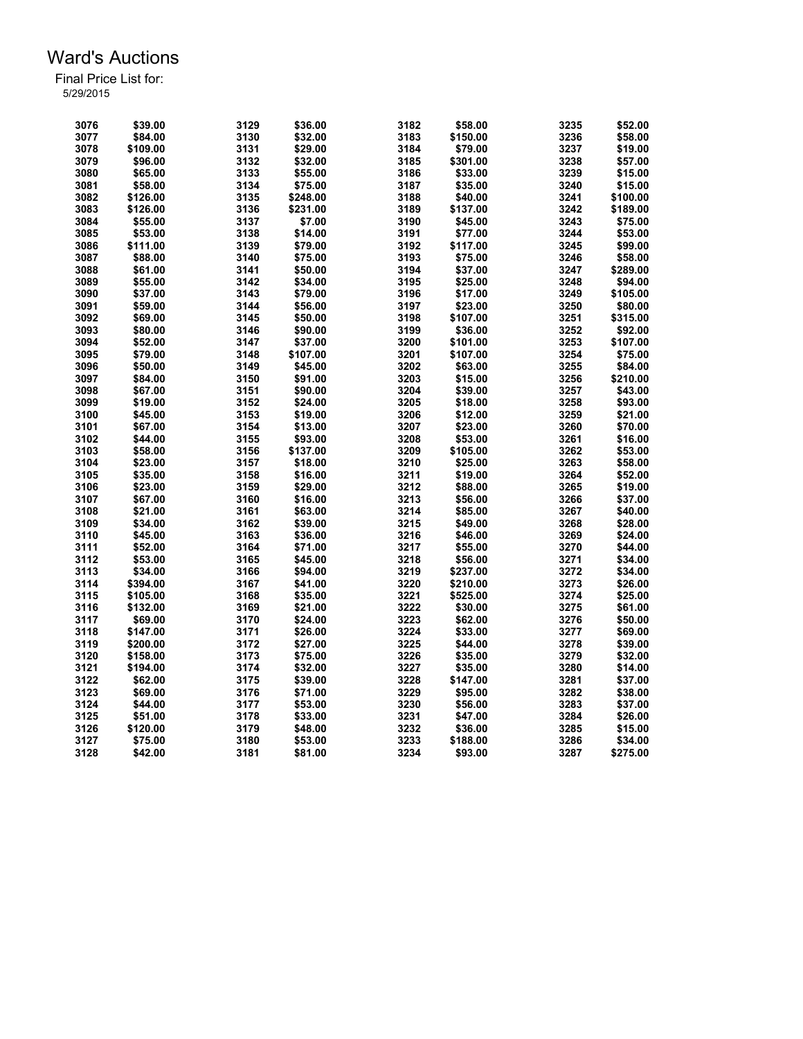# Ward's Auctions

Final Price List for:
5/29/2015

| Lot | Price | Lot | Price | Lot | Price | Lot | Price |
|---|---|---|---|---|---|---|---|
| 3076 | $39.00 | 3129 | $36.00 | 3182 | $58.00 | 3235 | $52.00 |
| 3077 | $84.00 | 3130 | $32.00 | 3183 | $150.00 | 3236 | $58.00 |
| 3078 | $109.00 | 3131 | $29.00 | 3184 | $79.00 | 3237 | $19.00 |
| 3079 | $96.00 | 3132 | $32.00 | 3185 | $301.00 | 3238 | $57.00 |
| 3080 | $65.00 | 3133 | $55.00 | 3186 | $33.00 | 3239 | $15.00 |
| 3081 | $58.00 | 3134 | $75.00 | 3187 | $35.00 | 3240 | $15.00 |
| 3082 | $126.00 | 3135 | $248.00 | 3188 | $40.00 | 3241 | $100.00 |
| 3083 | $126.00 | 3136 | $231.00 | 3189 | $137.00 | 3242 | $189.00 |
| 3084 | $55.00 | 3137 | $7.00 | 3190 | $45.00 | 3243 | $75.00 |
| 3085 | $53.00 | 3138 | $14.00 | 3191 | $77.00 | 3244 | $53.00 |
| 3086 | $111.00 | 3139 | $79.00 | 3192 | $117.00 | 3245 | $99.00 |
| 3087 | $88.00 | 3140 | $75.00 | 3193 | $75.00 | 3246 | $58.00 |
| 3088 | $61.00 | 3141 | $50.00 | 3194 | $37.00 | 3247 | $289.00 |
| 3089 | $55.00 | 3142 | $34.00 | 3195 | $25.00 | 3248 | $94.00 |
| 3090 | $37.00 | 3143 | $79.00 | 3196 | $17.00 | 3249 | $105.00 |
| 3091 | $59.00 | 3144 | $56.00 | 3197 | $23.00 | 3250 | $80.00 |
| 3092 | $69.00 | 3145 | $50.00 | 3198 | $107.00 | 3251 | $315.00 |
| 3093 | $80.00 | 3146 | $90.00 | 3199 | $36.00 | 3252 | $92.00 |
| 3094 | $52.00 | 3147 | $37.00 | 3200 | $101.00 | 3253 | $107.00 |
| 3095 | $79.00 | 3148 | $107.00 | 3201 | $107.00 | 3254 | $75.00 |
| 3096 | $50.00 | 3149 | $45.00 | 3202 | $63.00 | 3255 | $84.00 |
| 3097 | $84.00 | 3150 | $91.00 | 3203 | $15.00 | 3256 | $210.00 |
| 3098 | $67.00 | 3151 | $90.00 | 3204 | $39.00 | 3257 | $43.00 |
| 3099 | $19.00 | 3152 | $24.00 | 3205 | $18.00 | 3258 | $93.00 |
| 3100 | $45.00 | 3153 | $19.00 | 3206 | $12.00 | 3259 | $21.00 |
| 3101 | $67.00 | 3154 | $13.00 | 3207 | $23.00 | 3260 | $70.00 |
| 3102 | $44.00 | 3155 | $93.00 | 3208 | $53.00 | 3261 | $16.00 |
| 3103 | $58.00 | 3156 | $137.00 | 3209 | $105.00 | 3262 | $53.00 |
| 3104 | $23.00 | 3157 | $18.00 | 3210 | $25.00 | 3263 | $58.00 |
| 3105 | $35.00 | 3158 | $16.00 | 3211 | $19.00 | 3264 | $52.00 |
| 3106 | $23.00 | 3159 | $29.00 | 3212 | $88.00 | 3265 | $19.00 |
| 3107 | $67.00 | 3160 | $16.00 | 3213 | $56.00 | 3266 | $37.00 |
| 3108 | $21.00 | 3161 | $63.00 | 3214 | $85.00 | 3267 | $40.00 |
| 3109 | $34.00 | 3162 | $39.00 | 3215 | $49.00 | 3268 | $28.00 |
| 3110 | $45.00 | 3163 | $36.00 | 3216 | $46.00 | 3269 | $24.00 |
| 3111 | $52.00 | 3164 | $71.00 | 3217 | $55.00 | 3270 | $44.00 |
| 3112 | $53.00 | 3165 | $45.00 | 3218 | $56.00 | 3271 | $34.00 |
| 3113 | $34.00 | 3166 | $94.00 | 3219 | $237.00 | 3272 | $34.00 |
| 3114 | $394.00 | 3167 | $41.00 | 3220 | $210.00 | 3273 | $26.00 |
| 3115 | $105.00 | 3168 | $35.00 | 3221 | $525.00 | 3274 | $25.00 |
| 3116 | $132.00 | 3169 | $21.00 | 3222 | $30.00 | 3275 | $61.00 |
| 3117 | $69.00 | 3170 | $24.00 | 3223 | $62.00 | 3276 | $50.00 |
| 3118 | $147.00 | 3171 | $26.00 | 3224 | $33.00 | 3277 | $69.00 |
| 3119 | $200.00 | 3172 | $27.00 | 3225 | $44.00 | 3278 | $39.00 |
| 3120 | $158.00 | 3173 | $75.00 | 3226 | $35.00 | 3279 | $32.00 |
| 3121 | $194.00 | 3174 | $32.00 | 3227 | $35.00 | 3280 | $14.00 |
| 3122 | $62.00 | 3175 | $39.00 | 3228 | $147.00 | 3281 | $37.00 |
| 3123 | $69.00 | 3176 | $71.00 | 3229 | $95.00 | 3282 | $38.00 |
| 3124 | $44.00 | 3177 | $53.00 | 3230 | $56.00 | 3283 | $37.00 |
| 3125 | $51.00 | 3178 | $33.00 | 3231 | $47.00 | 3284 | $26.00 |
| 3126 | $120.00 | 3179 | $48.00 | 3232 | $36.00 | 3285 | $15.00 |
| 3127 | $75.00 | 3180 | $53.00 | 3233 | $188.00 | 3286 | $34.00 |
| 3128 | $42.00 | 3181 | $81.00 | 3234 | $93.00 | 3287 | $275.00 |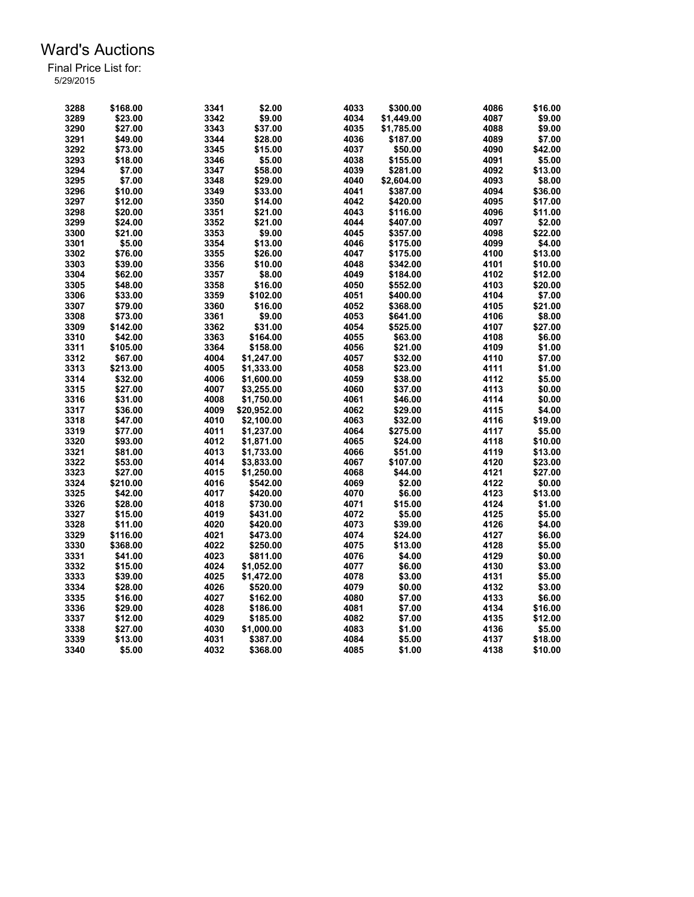# Ward's Auctions

Final Price List for:
5/29/2015

| Lot | Price | Lot | Price | Lot | Price | Lot | Price |
|---|---|---|---|---|---|---|---|
| 3288 | $168.00 | 3341 | $2.00 | 4033 | $300.00 | 4086 | $16.00 |
| 3289 | $23.00 | 3342 | $9.00 | 4034 | $1,449.00 | 4087 | $9.00 |
| 3290 | $27.00 | 3343 | $37.00 | 4035 | $1,785.00 | 4088 | $9.00 |
| 3291 | $49.00 | 3344 | $28.00 | 4036 | $187.00 | 4089 | $7.00 |
| 3292 | $73.00 | 3345 | $15.00 | 4037 | $50.00 | 4090 | $42.00 |
| 3293 | $18.00 | 3346 | $5.00 | 4038 | $155.00 | 4091 | $5.00 |
| 3294 | $7.00 | 3347 | $58.00 | 4039 | $281.00 | 4092 | $13.00 |
| 3295 | $7.00 | 3348 | $29.00 | 4040 | $2,604.00 | 4093 | $8.00 |
| 3296 | $10.00 | 3349 | $33.00 | 4041 | $387.00 | 4094 | $36.00 |
| 3297 | $12.00 | 3350 | $14.00 | 4042 | $420.00 | 4095 | $17.00 |
| 3298 | $20.00 | 3351 | $21.00 | 4043 | $116.00 | 4096 | $11.00 |
| 3299 | $24.00 | 3352 | $21.00 | 4044 | $407.00 | 4097 | $2.00 |
| 3300 | $21.00 | 3353 | $9.00 | 4045 | $357.00 | 4098 | $22.00 |
| 3301 | $5.00 | 3354 | $13.00 | 4046 | $175.00 | 4099 | $4.00 |
| 3302 | $76.00 | 3355 | $26.00 | 4047 | $175.00 | 4100 | $13.00 |
| 3303 | $39.00 | 3356 | $10.00 | 4048 | $342.00 | 4101 | $10.00 |
| 3304 | $62.00 | 3357 | $8.00 | 4049 | $184.00 | 4102 | $12.00 |
| 3305 | $48.00 | 3358 | $16.00 | 4050 | $552.00 | 4103 | $20.00 |
| 3306 | $33.00 | 3359 | $102.00 | 4051 | $400.00 | 4104 | $7.00 |
| 3307 | $79.00 | 3360 | $16.00 | 4052 | $368.00 | 4105 | $21.00 |
| 3308 | $73.00 | 3361 | $9.00 | 4053 | $641.00 | 4106 | $8.00 |
| 3309 | $142.00 | 3362 | $31.00 | 4054 | $525.00 | 4107 | $27.00 |
| 3310 | $42.00 | 3363 | $164.00 | 4055 | $63.00 | 4108 | $6.00 |
| 3311 | $105.00 | 3364 | $158.00 | 4056 | $21.00 | 4109 | $1.00 |
| 3312 | $67.00 | 4004 | $1,247.00 | 4057 | $32.00 | 4110 | $7.00 |
| 3313 | $213.00 | 4005 | $1,333.00 | 4058 | $23.00 | 4111 | $1.00 |
| 3314 | $32.00 | 4006 | $1,600.00 | 4059 | $38.00 | 4112 | $5.00 |
| 3315 | $27.00 | 4007 | $3,255.00 | 4060 | $37.00 | 4113 | $0.00 |
| 3316 | $31.00 | 4008 | $1,750.00 | 4061 | $46.00 | 4114 | $0.00 |
| 3317 | $36.00 | 4009 | $20,952.00 | 4062 | $29.00 | 4115 | $4.00 |
| 3318 | $47.00 | 4010 | $2,100.00 | 4063 | $32.00 | 4116 | $19.00 |
| 3319 | $77.00 | 4011 | $1,237.00 | 4064 | $275.00 | 4117 | $5.00 |
| 3320 | $93.00 | 4012 | $1,871.00 | 4065 | $24.00 | 4118 | $10.00 |
| 3321 | $81.00 | 4013 | $1,733.00 | 4066 | $51.00 | 4119 | $13.00 |
| 3322 | $53.00 | 4014 | $3,833.00 | 4067 | $107.00 | 4120 | $23.00 |
| 3323 | $27.00 | 4015 | $1,250.00 | 4068 | $44.00 | 4121 | $27.00 |
| 3324 | $210.00 | 4016 | $542.00 | 4069 | $2.00 | 4122 | $0.00 |
| 3325 | $42.00 | 4017 | $420.00 | 4070 | $6.00 | 4123 | $13.00 |
| 3326 | $28.00 | 4018 | $730.00 | 4071 | $15.00 | 4124 | $1.00 |
| 3327 | $15.00 | 4019 | $431.00 | 4072 | $5.00 | 4125 | $5.00 |
| 3328 | $11.00 | 4020 | $420.00 | 4073 | $39.00 | 4126 | $4.00 |
| 3329 | $116.00 | 4021 | $473.00 | 4074 | $24.00 | 4127 | $6.00 |
| 3330 | $368.00 | 4022 | $250.00 | 4075 | $13.00 | 4128 | $5.00 |
| 3331 | $41.00 | 4023 | $811.00 | 4076 | $4.00 | 4129 | $0.00 |
| 3332 | $15.00 | 4024 | $1,052.00 | 4077 | $6.00 | 4130 | $3.00 |
| 3333 | $39.00 | 4025 | $1,472.00 | 4078 | $3.00 | 4131 | $5.00 |
| 3334 | $28.00 | 4026 | $520.00 | 4079 | $0.00 | 4132 | $3.00 |
| 3335 | $16.00 | 4027 | $162.00 | 4080 | $7.00 | 4133 | $6.00 |
| 3336 | $29.00 | 4028 | $186.00 | 4081 | $7.00 | 4134 | $16.00 |
| 3337 | $12.00 | 4029 | $185.00 | 4082 | $7.00 | 4135 | $12.00 |
| 3338 | $27.00 | 4030 | $1,000.00 | 4083 | $1.00 | 4136 | $5.00 |
| 3339 | $13.00 | 4031 | $387.00 | 4084 | $5.00 | 4137 | $18.00 |
| 3340 | $5.00 | 4032 | $368.00 | 4085 | $1.00 | 4138 | $10.00 |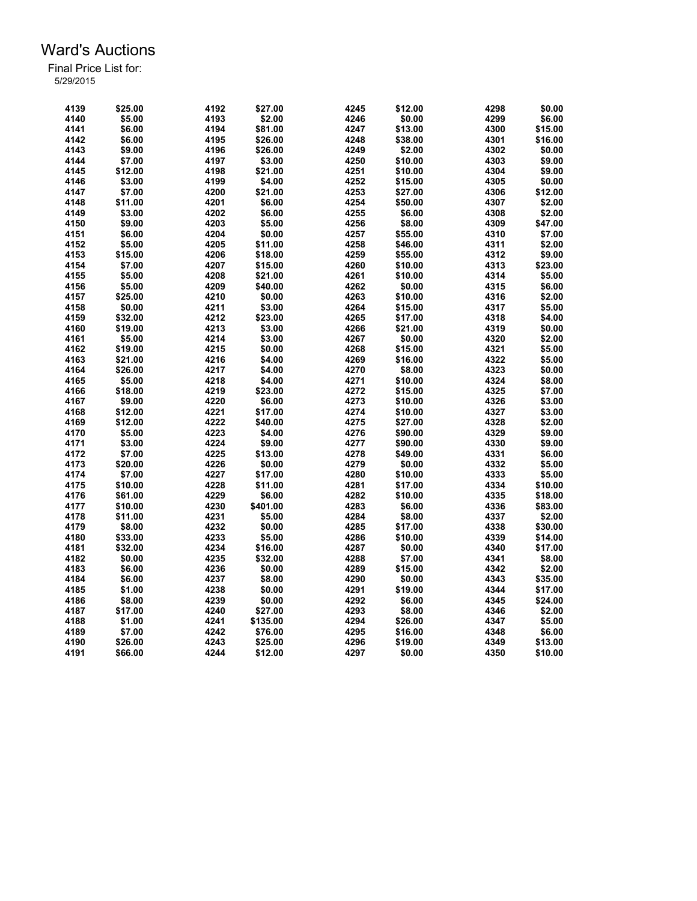# Ward's Auctions

Final Price List for:
5/29/2015

| Lot | Price | Lot | Price | Lot | Price | Lot | Price |
|---|---|---|---|---|---|---|---|
| 4139 | $25.00 | 4192 | $27.00 | 4245 | $12.00 | 4298 | $0.00 |
| 4140 | $5.00 | 4193 | $2.00 | 4246 | $0.00 | 4299 | $6.00 |
| 4141 | $6.00 | 4194 | $81.00 | 4247 | $13.00 | 4300 | $15.00 |
| 4142 | $6.00 | 4195 | $26.00 | 4248 | $38.00 | 4301 | $16.00 |
| 4143 | $9.00 | 4196 | $26.00 | 4249 | $2.00 | 4302 | $0.00 |
| 4144 | $7.00 | 4197 | $3.00 | 4250 | $10.00 | 4303 | $9.00 |
| 4145 | $12.00 | 4198 | $21.00 | 4251 | $10.00 | 4304 | $9.00 |
| 4146 | $3.00 | 4199 | $4.00 | 4252 | $15.00 | 4305 | $0.00 |
| 4147 | $7.00 | 4200 | $21.00 | 4253 | $27.00 | 4306 | $12.00 |
| 4148 | $11.00 | 4201 | $6.00 | 4254 | $50.00 | 4307 | $2.00 |
| 4149 | $3.00 | 4202 | $6.00 | 4255 | $6.00 | 4308 | $2.00 |
| 4150 | $9.00 | 4203 | $5.00 | 4256 | $8.00 | 4309 | $47.00 |
| 4151 | $6.00 | 4204 | $0.00 | 4257 | $55.00 | 4310 | $7.00 |
| 4152 | $5.00 | 4205 | $11.00 | 4258 | $46.00 | 4311 | $2.00 |
| 4153 | $15.00 | 4206 | $18.00 | 4259 | $55.00 | 4312 | $9.00 |
| 4154 | $7.00 | 4207 | $15.00 | 4260 | $10.00 | 4313 | $23.00 |
| 4155 | $5.00 | 4208 | $21.00 | 4261 | $10.00 | 4314 | $5.00 |
| 4156 | $5.00 | 4209 | $40.00 | 4262 | $0.00 | 4315 | $6.00 |
| 4157 | $25.00 | 4210 | $0.00 | 4263 | $10.00 | 4316 | $2.00 |
| 4158 | $0.00 | 4211 | $3.00 | 4264 | $15.00 | 4317 | $5.00 |
| 4159 | $32.00 | 4212 | $23.00 | 4265 | $17.00 | 4318 | $4.00 |
| 4160 | $19.00 | 4213 | $3.00 | 4266 | $21.00 | 4319 | $0.00 |
| 4161 | $5.00 | 4214 | $3.00 | 4267 | $0.00 | 4320 | $2.00 |
| 4162 | $19.00 | 4215 | $0.00 | 4268 | $15.00 | 4321 | $5.00 |
| 4163 | $21.00 | 4216 | $4.00 | 4269 | $16.00 | 4322 | $5.00 |
| 4164 | $26.00 | 4217 | $4.00 | 4270 | $8.00 | 4323 | $0.00 |
| 4165 | $5.00 | 4218 | $4.00 | 4271 | $10.00 | 4324 | $8.00 |
| 4166 | $18.00 | 4219 | $23.00 | 4272 | $15.00 | 4325 | $7.00 |
| 4167 | $9.00 | 4220 | $6.00 | 4273 | $10.00 | 4326 | $3.00 |
| 4168 | $12.00 | 4221 | $17.00 | 4274 | $10.00 | 4327 | $3.00 |
| 4169 | $12.00 | 4222 | $40.00 | 4275 | $27.00 | 4328 | $2.00 |
| 4170 | $5.00 | 4223 | $4.00 | 4276 | $90.00 | 4329 | $9.00 |
| 4171 | $3.00 | 4224 | $9.00 | 4277 | $90.00 | 4330 | $9.00 |
| 4172 | $7.00 | 4225 | $13.00 | 4278 | $49.00 | 4331 | $6.00 |
| 4173 | $20.00 | 4226 | $0.00 | 4279 | $0.00 | 4332 | $5.00 |
| 4174 | $7.00 | 4227 | $17.00 | 4280 | $10.00 | 4333 | $5.00 |
| 4175 | $10.00 | 4228 | $11.00 | 4281 | $17.00 | 4334 | $10.00 |
| 4176 | $61.00 | 4229 | $6.00 | 4282 | $10.00 | 4335 | $18.00 |
| 4177 | $10.00 | 4230 | $401.00 | 4283 | $6.00 | 4336 | $83.00 |
| 4178 | $11.00 | 4231 | $5.00 | 4284 | $8.00 | 4337 | $2.00 |
| 4179 | $8.00 | 4232 | $0.00 | 4285 | $17.00 | 4338 | $30.00 |
| 4180 | $33.00 | 4233 | $5.00 | 4286 | $10.00 | 4339 | $14.00 |
| 4181 | $32.00 | 4234 | $16.00 | 4287 | $0.00 | 4340 | $17.00 |
| 4182 | $0.00 | 4235 | $32.00 | 4288 | $7.00 | 4341 | $8.00 |
| 4183 | $6.00 | 4236 | $0.00 | 4289 | $15.00 | 4342 | $2.00 |
| 4184 | $6.00 | 4237 | $8.00 | 4290 | $0.00 | 4343 | $35.00 |
| 4185 | $1.00 | 4238 | $0.00 | 4291 | $19.00 | 4344 | $17.00 |
| 4186 | $8.00 | 4239 | $0.00 | 4292 | $6.00 | 4345 | $24.00 |
| 4187 | $17.00 | 4240 | $27.00 | 4293 | $8.00 | 4346 | $2.00 |
| 4188 | $1.00 | 4241 | $135.00 | 4294 | $26.00 | 4347 | $5.00 |
| 4189 | $7.00 | 4242 | $76.00 | 4295 | $16.00 | 4348 | $6.00 |
| 4190 | $26.00 | 4243 | $25.00 | 4296 | $19.00 | 4349 | $13.00 |
| 4191 | $66.00 | 4244 | $12.00 | 4297 | $0.00 | 4350 | $10.00 |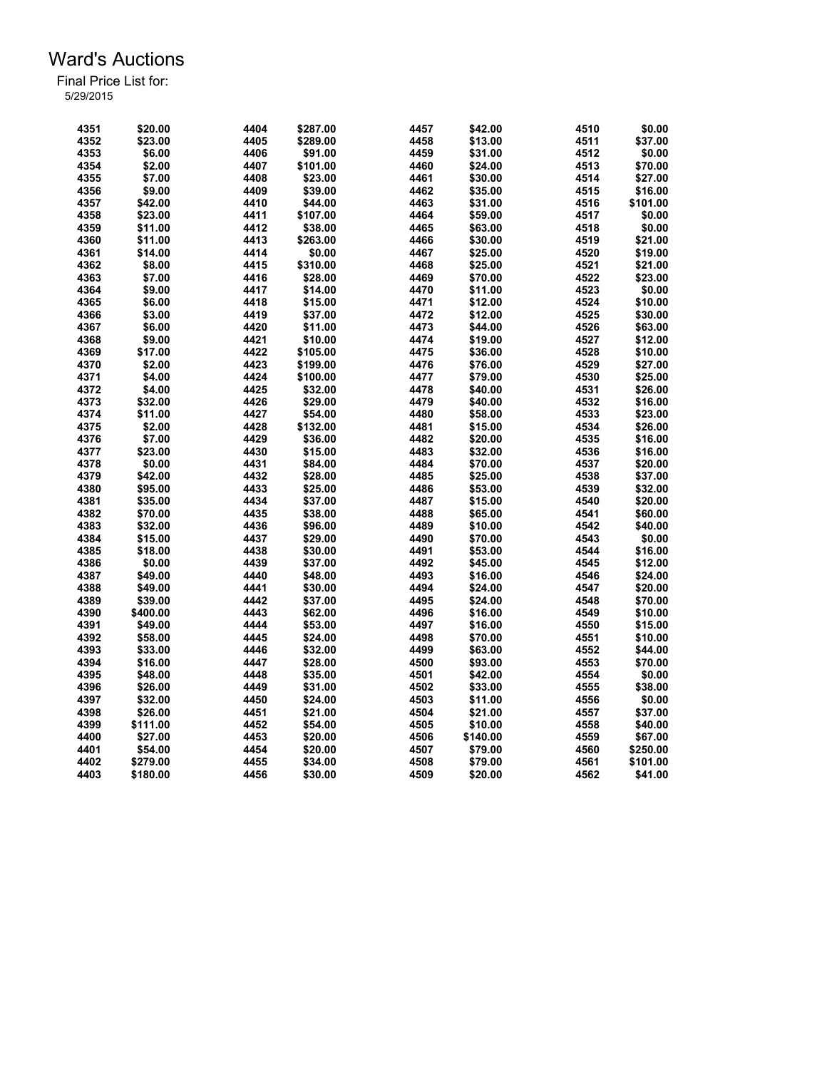# Ward's Auctions

Final Price List for:
5/29/2015

| Lot | Price | Lot | Price | Lot | Price | Lot | Price |
|---|---|---|---|---|---|---|---|
| 4351 | $20.00 | 4404 | $287.00 | 4457 | $42.00 | 4510 | $0.00 |
| 4352 | $23.00 | 4405 | $289.00 | 4458 | $13.00 | 4511 | $37.00 |
| 4353 | $6.00 | 4406 | $91.00 | 4459 | $31.00 | 4512 | $0.00 |
| 4354 | $2.00 | 4407 | $101.00 | 4460 | $24.00 | 4513 | $70.00 |
| 4355 | $7.00 | 4408 | $23.00 | 4461 | $30.00 | 4514 | $27.00 |
| 4356 | $9.00 | 4409 | $39.00 | 4462 | $35.00 | 4515 | $16.00 |
| 4357 | $42.00 | 4410 | $44.00 | 4463 | $31.00 | 4516 | $101.00 |
| 4358 | $23.00 | 4411 | $107.00 | 4464 | $59.00 | 4517 | $0.00 |
| 4359 | $11.00 | 4412 | $38.00 | 4465 | $63.00 | 4518 | $0.00 |
| 4360 | $11.00 | 4413 | $263.00 | 4466 | $30.00 | 4519 | $21.00 |
| 4361 | $14.00 | 4414 | $0.00 | 4467 | $25.00 | 4520 | $19.00 |
| 4362 | $8.00 | 4415 | $310.00 | 4468 | $25.00 | 4521 | $21.00 |
| 4363 | $7.00 | 4416 | $28.00 | 4469 | $70.00 | 4522 | $23.00 |
| 4364 | $9.00 | 4417 | $14.00 | 4470 | $11.00 | 4523 | $0.00 |
| 4365 | $6.00 | 4418 | $15.00 | 4471 | $12.00 | 4524 | $10.00 |
| 4366 | $3.00 | 4419 | $37.00 | 4472 | $12.00 | 4525 | $30.00 |
| 4367 | $6.00 | 4420 | $11.00 | 4473 | $44.00 | 4526 | $63.00 |
| 4368 | $9.00 | 4421 | $10.00 | 4474 | $19.00 | 4527 | $12.00 |
| 4369 | $17.00 | 4422 | $105.00 | 4475 | $36.00 | 4528 | $10.00 |
| 4370 | $2.00 | 4423 | $199.00 | 4476 | $76.00 | 4529 | $27.00 |
| 4371 | $4.00 | 4424 | $100.00 | 4477 | $79.00 | 4530 | $25.00 |
| 4372 | $4.00 | 4425 | $32.00 | 4478 | $40.00 | 4531 | $26.00 |
| 4373 | $32.00 | 4426 | $29.00 | 4479 | $40.00 | 4532 | $16.00 |
| 4374 | $11.00 | 4427 | $54.00 | 4480 | $58.00 | 4533 | $23.00 |
| 4375 | $2.00 | 4428 | $132.00 | 4481 | $15.00 | 4534 | $26.00 |
| 4376 | $7.00 | 4429 | $36.00 | 4482 | $20.00 | 4535 | $16.00 |
| 4377 | $23.00 | 4430 | $15.00 | 4483 | $32.00 | 4536 | $16.00 |
| 4378 | $0.00 | 4431 | $84.00 | 4484 | $70.00 | 4537 | $20.00 |
| 4379 | $42.00 | 4432 | $28.00 | 4485 | $25.00 | 4538 | $37.00 |
| 4380 | $95.00 | 4433 | $25.00 | 4486 | $53.00 | 4539 | $32.00 |
| 4381 | $35.00 | 4434 | $37.00 | 4487 | $15.00 | 4540 | $20.00 |
| 4382 | $70.00 | 4435 | $38.00 | 4488 | $65.00 | 4541 | $60.00 |
| 4383 | $32.00 | 4436 | $96.00 | 4489 | $10.00 | 4542 | $40.00 |
| 4384 | $15.00 | 4437 | $29.00 | 4490 | $70.00 | 4543 | $0.00 |
| 4385 | $18.00 | 4438 | $30.00 | 4491 | $53.00 | 4544 | $16.00 |
| 4386 | $0.00 | 4439 | $37.00 | 4492 | $45.00 | 4545 | $12.00 |
| 4387 | $49.00 | 4440 | $48.00 | 4493 | $16.00 | 4546 | $24.00 |
| 4388 | $49.00 | 4441 | $30.00 | 4494 | $24.00 | 4547 | $20.00 |
| 4389 | $39.00 | 4442 | $37.00 | 4495 | $24.00 | 4548 | $70.00 |
| 4390 | $400.00 | 4443 | $62.00 | 4496 | $16.00 | 4549 | $10.00 |
| 4391 | $49.00 | 4444 | $53.00 | 4497 | $16.00 | 4550 | $15.00 |
| 4392 | $58.00 | 4445 | $24.00 | 4498 | $70.00 | 4551 | $10.00 |
| 4393 | $33.00 | 4446 | $32.00 | 4499 | $63.00 | 4552 | $44.00 |
| 4394 | $16.00 | 4447 | $28.00 | 4500 | $93.00 | 4553 | $70.00 |
| 4395 | $48.00 | 4448 | $35.00 | 4501 | $42.00 | 4554 | $0.00 |
| 4396 | $26.00 | 4449 | $31.00 | 4502 | $33.00 | 4555 | $38.00 |
| 4397 | $32.00 | 4450 | $24.00 | 4503 | $11.00 | 4556 | $0.00 |
| 4398 | $26.00 | 4451 | $21.00 | 4504 | $21.00 | 4557 | $37.00 |
| 4399 | $111.00 | 4452 | $54.00 | 4505 | $10.00 | 4558 | $40.00 |
| 4400 | $27.00 | 4453 | $20.00 | 4506 | $140.00 | 4559 | $67.00 |
| 4401 | $54.00 | 4454 | $20.00 | 4507 | $79.00 | 4560 | $250.00 |
| 4402 | $279.00 | 4455 | $34.00 | 4508 | $79.00 | 4561 | $101.00 |
| 4403 | $180.00 | 4456 | $30.00 | 4509 | $20.00 | 4562 | $41.00 |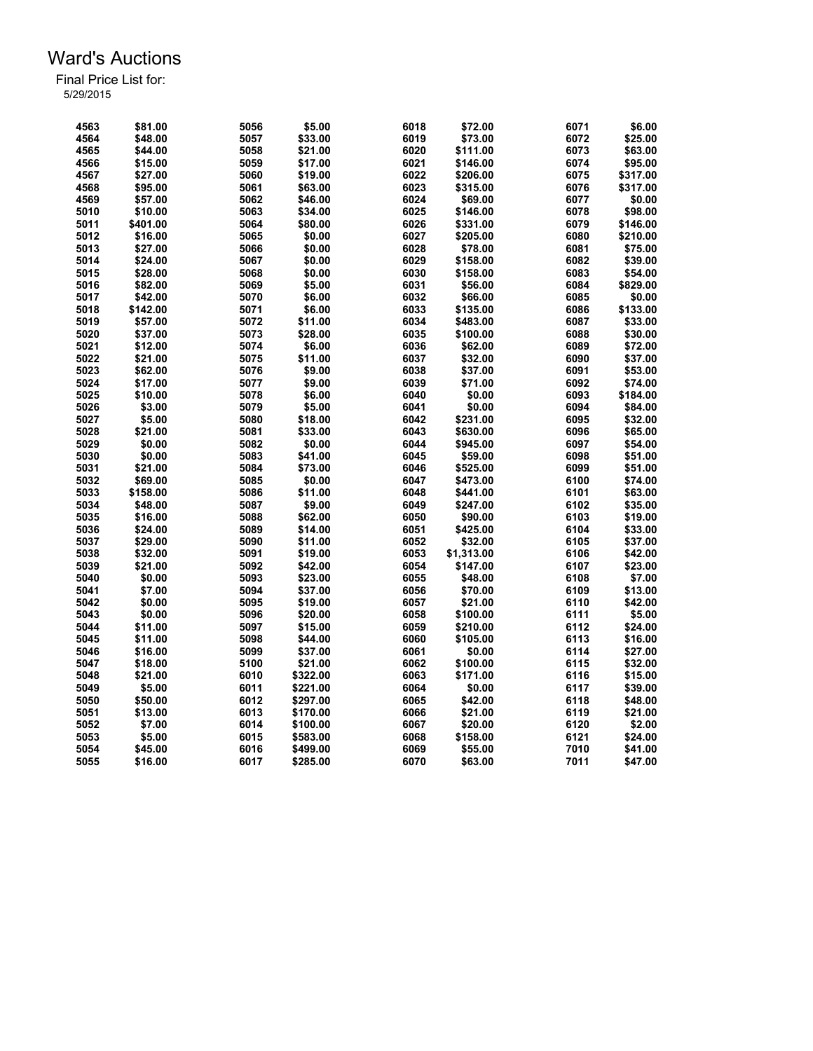# Ward's Auctions

Final Price List for:
5/29/2015

| Lot | Price | Lot | Price | Lot | Price | Lot | Price |
|---|---|---|---|---|---|---|---|
| 4563 | $81.00 | 5056 | $5.00 | 6018 | $72.00 | 6071 | $6.00 |
| 4564 | $48.00 | 5057 | $33.00 | 6019 | $73.00 | 6072 | $25.00 |
| 4565 | $44.00 | 5058 | $21.00 | 6020 | $111.00 | 6073 | $63.00 |
| 4566 | $15.00 | 5059 | $17.00 | 6021 | $146.00 | 6074 | $95.00 |
| 4567 | $27.00 | 5060 | $19.00 | 6022 | $206.00 | 6075 | $317.00 |
| 4568 | $95.00 | 5061 | $63.00 | 6023 | $315.00 | 6076 | $317.00 |
| 4569 | $57.00 | 5062 | $46.00 | 6024 | $69.00 | 6077 | $0.00 |
| 5010 | $10.00 | 5063 | $34.00 | 6025 | $146.00 | 6078 | $98.00 |
| 5011 | $401.00 | 5064 | $80.00 | 6026 | $331.00 | 6079 | $146.00 |
| 5012 | $16.00 | 5065 | $0.00 | 6027 | $205.00 | 6080 | $210.00 |
| 5013 | $27.00 | 5066 | $0.00 | 6028 | $78.00 | 6081 | $75.00 |
| 5014 | $24.00 | 5067 | $0.00 | 6029 | $158.00 | 6082 | $39.00 |
| 5015 | $28.00 | 5068 | $0.00 | 6030 | $158.00 | 6083 | $54.00 |
| 5016 | $82.00 | 5069 | $5.00 | 6031 | $56.00 | 6084 | $829.00 |
| 5017 | $42.00 | 5070 | $6.00 | 6032 | $66.00 | 6085 | $0.00 |
| 5018 | $142.00 | 5071 | $6.00 | 6033 | $135.00 | 6086 | $133.00 |
| 5019 | $57.00 | 5072 | $11.00 | 6034 | $483.00 | 6087 | $33.00 |
| 5020 | $37.00 | 5073 | $28.00 | 6035 | $100.00 | 6088 | $30.00 |
| 5021 | $12.00 | 5074 | $6.00 | 6036 | $62.00 | 6089 | $72.00 |
| 5022 | $21.00 | 5075 | $11.00 | 6037 | $32.00 | 6090 | $37.00 |
| 5023 | $62.00 | 5076 | $9.00 | 6038 | $37.00 | 6091 | $53.00 |
| 5024 | $17.00 | 5077 | $9.00 | 6039 | $71.00 | 6092 | $74.00 |
| 5025 | $10.00 | 5078 | $6.00 | 6040 | $0.00 | 6093 | $184.00 |
| 5026 | $3.00 | 5079 | $5.00 | 6041 | $0.00 | 6094 | $84.00 |
| 5027 | $5.00 | 5080 | $18.00 | 6042 | $231.00 | 6095 | $32.00 |
| 5028 | $21.00 | 5081 | $33.00 | 6043 | $630.00 | 6096 | $65.00 |
| 5029 | $0.00 | 5082 | $0.00 | 6044 | $945.00 | 6097 | $54.00 |
| 5030 | $0.00 | 5083 | $41.00 | 6045 | $59.00 | 6098 | $51.00 |
| 5031 | $21.00 | 5084 | $73.00 | 6046 | $525.00 | 6099 | $51.00 |
| 5032 | $69.00 | 5085 | $0.00 | 6047 | $473.00 | 6100 | $74.00 |
| 5033 | $158.00 | 5086 | $11.00 | 6048 | $441.00 | 6101 | $63.00 |
| 5034 | $48.00 | 5087 | $9.00 | 6049 | $247.00 | 6102 | $35.00 |
| 5035 | $16.00 | 5088 | $62.00 | 6050 | $90.00 | 6103 | $19.00 |
| 5036 | $24.00 | 5089 | $14.00 | 6051 | $425.00 | 6104 | $33.00 |
| 5037 | $29.00 | 5090 | $11.00 | 6052 | $32.00 | 6105 | $37.00 |
| 5038 | $32.00 | 5091 | $19.00 | 6053 | $1,313.00 | 6106 | $42.00 |
| 5039 | $21.00 | 5092 | $42.00 | 6054 | $147.00 | 6107 | $23.00 |
| 5040 | $0.00 | 5093 | $23.00 | 6055 | $48.00 | 6108 | $7.00 |
| 5041 | $7.00 | 5094 | $37.00 | 6056 | $70.00 | 6109 | $13.00 |
| 5042 | $0.00 | 5095 | $19.00 | 6057 | $21.00 | 6110 | $42.00 |
| 5043 | $0.00 | 5096 | $20.00 | 6058 | $100.00 | 6111 | $5.00 |
| 5044 | $11.00 | 5097 | $15.00 | 6059 | $210.00 | 6112 | $24.00 |
| 5045 | $11.00 | 5098 | $44.00 | 6060 | $105.00 | 6113 | $16.00 |
| 5046 | $16.00 | 5099 | $37.00 | 6061 | $0.00 | 6114 | $27.00 |
| 5047 | $18.00 | 5100 | $21.00 | 6062 | $100.00 | 6115 | $32.00 |
| 5048 | $21.00 | 6010 | $322.00 | 6063 | $171.00 | 6116 | $15.00 |
| 5049 | $5.00 | 6011 | $221.00 | 6064 | $0.00 | 6117 | $39.00 |
| 5050 | $50.00 | 6012 | $297.00 | 6065 | $42.00 | 6118 | $48.00 |
| 5051 | $13.00 | 6013 | $170.00 | 6066 | $21.00 | 6119 | $21.00 |
| 5052 | $7.00 | 6014 | $100.00 | 6067 | $20.00 | 6120 | $2.00 |
| 5053 | $5.00 | 6015 | $583.00 | 6068 | $158.00 | 6121 | $24.00 |
| 5054 | $45.00 | 6016 | $499.00 | 6069 | $55.00 | 7010 | $41.00 |
| 5055 | $16.00 | 6017 | $285.00 | 6070 | $63.00 | 7011 | $47.00 |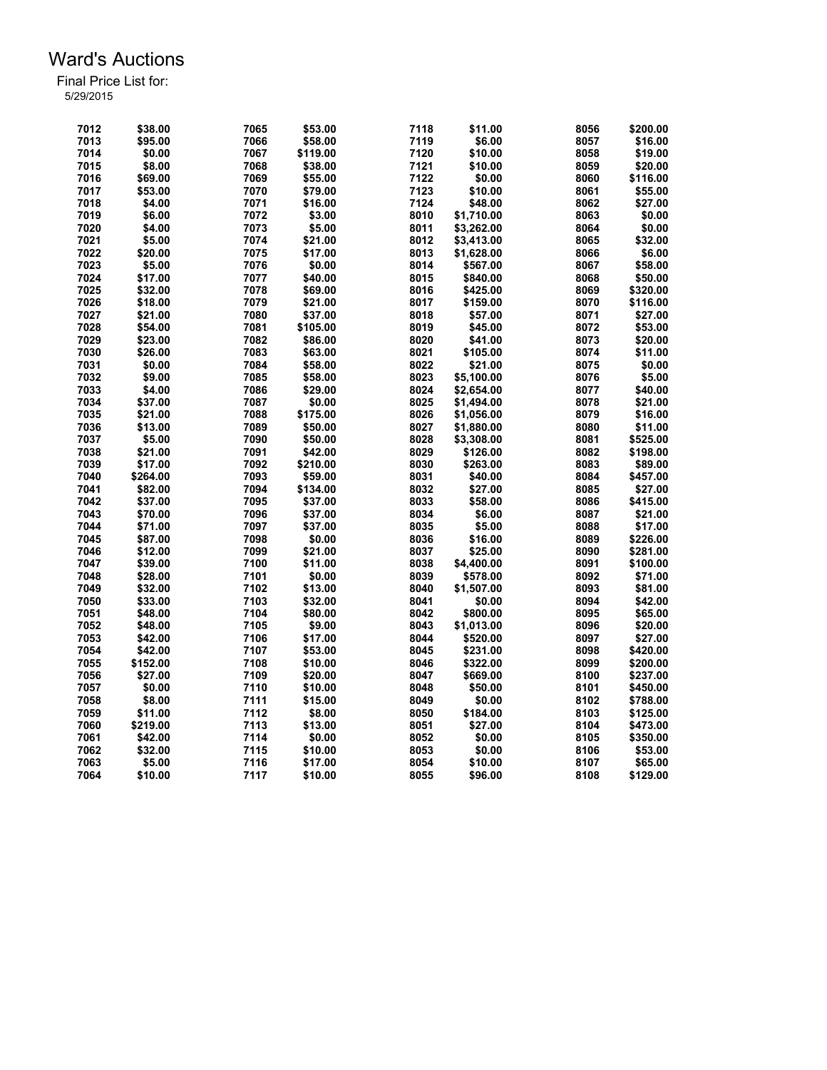# Ward's Auctions

Final Price List for:
5/29/2015

| Lot | Price | Lot | Price | Lot | Price | Lot | Price |
|---|---|---|---|---|---|---|---|
| 7012 | $38.00 | 7065 | $53.00 | 7118 | $11.00 | 8056 | $200.00 |
| 7013 | $95.00 | 7066 | $58.00 | 7119 | $6.00 | 8057 | $16.00 |
| 7014 | $0.00 | 7067 | $119.00 | 7120 | $10.00 | 8058 | $19.00 |
| 7015 | $8.00 | 7068 | $38.00 | 7121 | $10.00 | 8059 | $20.00 |
| 7016 | $69.00 | 7069 | $55.00 | 7122 | $0.00 | 8060 | $116.00 |
| 7017 | $53.00 | 7070 | $79.00 | 7123 | $10.00 | 8061 | $55.00 |
| 7018 | $4.00 | 7071 | $16.00 | 7124 | $48.00 | 8062 | $27.00 |
| 7019 | $6.00 | 7072 | $3.00 | 8010 | $1,710.00 | 8063 | $0.00 |
| 7020 | $4.00 | 7073 | $5.00 | 8011 | $3,262.00 | 8064 | $0.00 |
| 7021 | $5.00 | 7074 | $21.00 | 8012 | $3,413.00 | 8065 | $32.00 |
| 7022 | $20.00 | 7075 | $17.00 | 8013 | $1,628.00 | 8066 | $6.00 |
| 7023 | $5.00 | 7076 | $0.00 | 8014 | $567.00 | 8067 | $58.00 |
| 7024 | $17.00 | 7077 | $40.00 | 8015 | $840.00 | 8068 | $50.00 |
| 7025 | $32.00 | 7078 | $69.00 | 8016 | $425.00 | 8069 | $320.00 |
| 7026 | $18.00 | 7079 | $21.00 | 8017 | $159.00 | 8070 | $116.00 |
| 7027 | $21.00 | 7080 | $37.00 | 8018 | $57.00 | 8071 | $27.00 |
| 7028 | $54.00 | 7081 | $105.00 | 8019 | $45.00 | 8072 | $53.00 |
| 7029 | $23.00 | 7082 | $86.00 | 8020 | $41.00 | 8073 | $20.00 |
| 7030 | $26.00 | 7083 | $63.00 | 8021 | $105.00 | 8074 | $11.00 |
| 7031 | $0.00 | 7084 | $58.00 | 8022 | $21.00 | 8075 | $0.00 |
| 7032 | $9.00 | 7085 | $58.00 | 8023 | $5,100.00 | 8076 | $5.00 |
| 7033 | $4.00 | 7086 | $29.00 | 8024 | $2,654.00 | 8077 | $40.00 |
| 7034 | $37.00 | 7087 | $0.00 | 8025 | $1,494.00 | 8078 | $21.00 |
| 7035 | $21.00 | 7088 | $175.00 | 8026 | $1,056.00 | 8079 | $16.00 |
| 7036 | $13.00 | 7089 | $50.00 | 8027 | $1,880.00 | 8080 | $11.00 |
| 7037 | $5.00 | 7090 | $50.00 | 8028 | $3,308.00 | 8081 | $525.00 |
| 7038 | $21.00 | 7091 | $42.00 | 8029 | $126.00 | 8082 | $198.00 |
| 7039 | $17.00 | 7092 | $210.00 | 8030 | $263.00 | 8083 | $89.00 |
| 7040 | $264.00 | 7093 | $59.00 | 8031 | $40.00 | 8084 | $457.00 |
| 7041 | $82.00 | 7094 | $134.00 | 8032 | $27.00 | 8085 | $27.00 |
| 7042 | $37.00 | 7095 | $37.00 | 8033 | $58.00 | 8086 | $415.00 |
| 7043 | $70.00 | 7096 | $37.00 | 8034 | $6.00 | 8087 | $21.00 |
| 7044 | $71.00 | 7097 | $37.00 | 8035 | $5.00 | 8088 | $17.00 |
| 7045 | $87.00 | 7098 | $0.00 | 8036 | $16.00 | 8089 | $226.00 |
| 7046 | $12.00 | 7099 | $21.00 | 8037 | $25.00 | 8090 | $281.00 |
| 7047 | $39.00 | 7100 | $11.00 | 8038 | $4,400.00 | 8091 | $100.00 |
| 7048 | $28.00 | 7101 | $0.00 | 8039 | $578.00 | 8092 | $71.00 |
| 7049 | $32.00 | 7102 | $13.00 | 8040 | $1,507.00 | 8093 | $81.00 |
| 7050 | $33.00 | 7103 | $32.00 | 8041 | $0.00 | 8094 | $42.00 |
| 7051 | $48.00 | 7104 | $80.00 | 8042 | $800.00 | 8095 | $65.00 |
| 7052 | $48.00 | 7105 | $9.00 | 8043 | $1,013.00 | 8096 | $20.00 |
| 7053 | $42.00 | 7106 | $17.00 | 8044 | $520.00 | 8097 | $27.00 |
| 7054 | $42.00 | 7107 | $53.00 | 8045 | $231.00 | 8098 | $420.00 |
| 7055 | $152.00 | 7108 | $10.00 | 8046 | $322.00 | 8099 | $200.00 |
| 7056 | $27.00 | 7109 | $20.00 | 8047 | $669.00 | 8100 | $237.00 |
| 7057 | $0.00 | 7110 | $10.00 | 8048 | $50.00 | 8101 | $450.00 |
| 7058 | $8.00 | 7111 | $15.00 | 8049 | $0.00 | 8102 | $788.00 |
| 7059 | $11.00 | 7112 | $8.00 | 8050 | $184.00 | 8103 | $125.00 |
| 7060 | $219.00 | 7113 | $13.00 | 8051 | $27.00 | 8104 | $473.00 |
| 7061 | $42.00 | 7114 | $0.00 | 8052 | $0.00 | 8105 | $350.00 |
| 7062 | $32.00 | 7115 | $10.00 | 8053 | $0.00 | 8106 | $53.00 |
| 7063 | $5.00 | 7116 | $17.00 | 8054 | $10.00 | 8107 | $65.00 |
| 7064 | $10.00 | 7117 | $10.00 | 8055 | $96.00 | 8108 | $129.00 |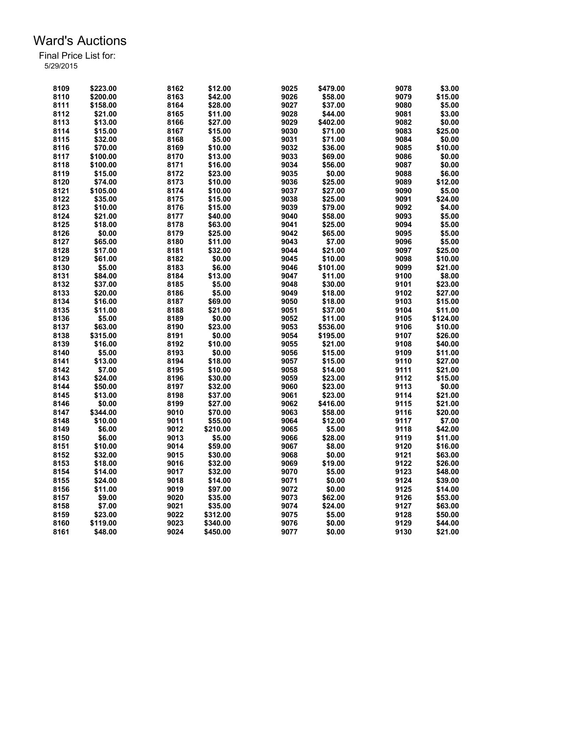# Ward's Auctions

Final Price List for:
5/29/2015

| Lot | Price | Lot | Price | Lot | Price | Lot | Price |
|---|---|---|---|---|---|---|---|
| 8109 | $223.00 | 8162 | $12.00 | 9025 | $479.00 | 9078 | $3.00 |
| 8110 | $200.00 | 8163 | $42.00 | 9026 | $58.00 | 9079 | $15.00 |
| 8111 | $158.00 | 8164 | $28.00 | 9027 | $37.00 | 9080 | $5.00 |
| 8112 | $21.00 | 8165 | $11.00 | 9028 | $44.00 | 9081 | $3.00 |
| 8113 | $13.00 | 8166 | $27.00 | 9029 | $402.00 | 9082 | $0.00 |
| 8114 | $15.00 | 8167 | $15.00 | 9030 | $71.00 | 9083 | $25.00 |
| 8115 | $32.00 | 8168 | $5.00 | 9031 | $71.00 | 9084 | $0.00 |
| 8116 | $70.00 | 8169 | $10.00 | 9032 | $36.00 | 9085 | $10.00 |
| 8117 | $100.00 | 8170 | $13.00 | 9033 | $69.00 | 9086 | $0.00 |
| 8118 | $100.00 | 8171 | $16.00 | 9034 | $56.00 | 9087 | $0.00 |
| 8119 | $15.00 | 8172 | $23.00 | 9035 | $0.00 | 9088 | $6.00 |
| 8120 | $74.00 | 8173 | $10.00 | 9036 | $25.00 | 9089 | $12.00 |
| 8121 | $105.00 | 8174 | $10.00 | 9037 | $27.00 | 9090 | $5.00 |
| 8122 | $35.00 | 8175 | $15.00 | 9038 | $25.00 | 9091 | $24.00 |
| 8123 | $10.00 | 8176 | $15.00 | 9039 | $79.00 | 9092 | $4.00 |
| 8124 | $21.00 | 8177 | $40.00 | 9040 | $58.00 | 9093 | $5.00 |
| 8125 | $18.00 | 8178 | $63.00 | 9041 | $25.00 | 9094 | $5.00 |
| 8126 | $0.00 | 8179 | $25.00 | 9042 | $65.00 | 9095 | $5.00 |
| 8127 | $65.00 | 8180 | $11.00 | 9043 | $7.00 | 9096 | $5.00 |
| 8128 | $17.00 | 8181 | $32.00 | 9044 | $21.00 | 9097 | $25.00 |
| 8129 | $61.00 | 8182 | $0.00 | 9045 | $10.00 | 9098 | $10.00 |
| 8130 | $5.00 | 8183 | $6.00 | 9046 | $101.00 | 9099 | $21.00 |
| 8131 | $84.00 | 8184 | $13.00 | 9047 | $11.00 | 9100 | $8.00 |
| 8132 | $37.00 | 8185 | $5.00 | 9048 | $30.00 | 9101 | $23.00 |
| 8133 | $20.00 | 8186 | $5.00 | 9049 | $18.00 | 9102 | $27.00 |
| 8134 | $16.00 | 8187 | $69.00 | 9050 | $18.00 | 9103 | $15.00 |
| 8135 | $11.00 | 8188 | $21.00 | 9051 | $37.00 | 9104 | $11.00 |
| 8136 | $5.00 | 8189 | $0.00 | 9052 | $11.00 | 9105 | $124.00 |
| 8137 | $63.00 | 8190 | $23.00 | 9053 | $536.00 | 9106 | $10.00 |
| 8138 | $315.00 | 8191 | $0.00 | 9054 | $195.00 | 9107 | $26.00 |
| 8139 | $16.00 | 8192 | $10.00 | 9055 | $21.00 | 9108 | $40.00 |
| 8140 | $5.00 | 8193 | $0.00 | 9056 | $15.00 | 9109 | $11.00 |
| 8141 | $13.00 | 8194 | $18.00 | 9057 | $15.00 | 9110 | $27.00 |
| 8142 | $7.00 | 8195 | $10.00 | 9058 | $14.00 | 9111 | $21.00 |
| 8143 | $24.00 | 8196 | $30.00 | 9059 | $23.00 | 9112 | $15.00 |
| 8144 | $50.00 | 8197 | $32.00 | 9060 | $23.00 | 9113 | $0.00 |
| 8145 | $13.00 | 8198 | $37.00 | 9061 | $23.00 | 9114 | $21.00 |
| 8146 | $0.00 | 8199 | $27.00 | 9062 | $416.00 | 9115 | $21.00 |
| 8147 | $344.00 | 9010 | $70.00 | 9063 | $58.00 | 9116 | $20.00 |
| 8148 | $10.00 | 9011 | $55.00 | 9064 | $12.00 | 9117 | $7.00 |
| 8149 | $6.00 | 9012 | $210.00 | 9065 | $5.00 | 9118 | $42.00 |
| 8150 | $6.00 | 9013 | $5.00 | 9066 | $28.00 | 9119 | $11.00 |
| 8151 | $10.00 | 9014 | $59.00 | 9067 | $8.00 | 9120 | $16.00 |
| 8152 | $32.00 | 9015 | $30.00 | 9068 | $0.00 | 9121 | $63.00 |
| 8153 | $18.00 | 9016 | $32.00 | 9069 | $19.00 | 9122 | $26.00 |
| 8154 | $14.00 | 9017 | $32.00 | 9070 | $5.00 | 9123 | $48.00 |
| 8155 | $24.00 | 9018 | $14.00 | 9071 | $0.00 | 9124 | $39.00 |
| 8156 | $11.00 | 9019 | $97.00 | 9072 | $0.00 | 9125 | $14.00 |
| 8157 | $9.00 | 9020 | $35.00 | 9073 | $62.00 | 9126 | $53.00 |
| 8158 | $7.00 | 9021 | $35.00 | 9074 | $24.00 | 9127 | $63.00 |
| 8159 | $23.00 | 9022 | $312.00 | 9075 | $5.00 | 9128 | $50.00 |
| 8160 | $119.00 | 9023 | $340.00 | 9076 | $0.00 | 9129 | $44.00 |
| 8161 | $48.00 | 9024 | $450.00 | 9077 | $0.00 | 9130 | $21.00 |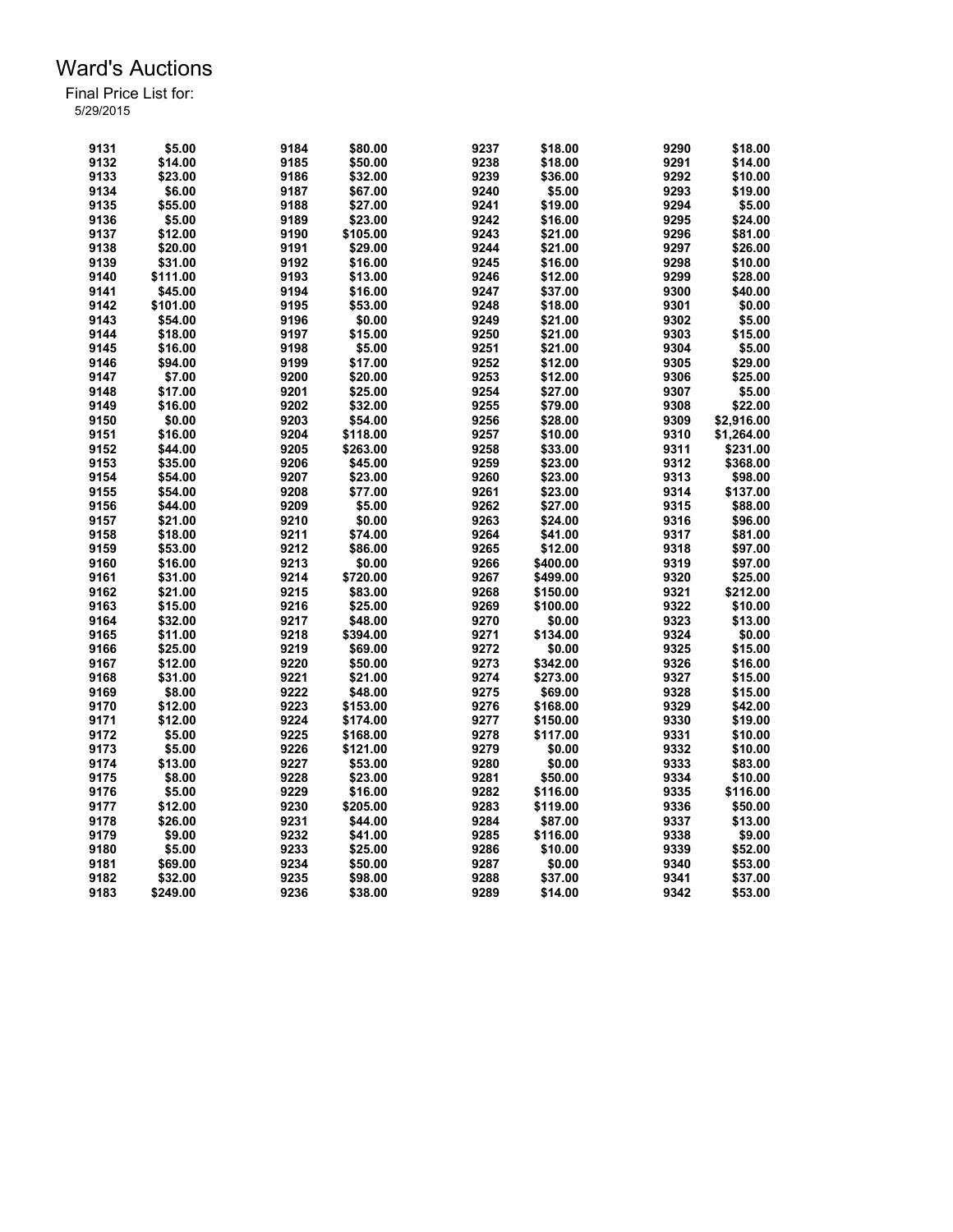# Ward's Auctions

Final Price List for:
5/29/2015

| Lot | Price | Lot | Price | Lot | Price | Lot | Price |
|---|---|---|---|---|---|---|---|
| 9131 | $5.00 | 9184 | $80.00 | 9237 | $18.00 | 9290 | $18.00 |
| 9132 | $14.00 | 9185 | $50.00 | 9238 | $18.00 | 9291 | $14.00 |
| 9133 | $23.00 | 9186 | $32.00 | 9239 | $36.00 | 9292 | $10.00 |
| 9134 | $6.00 | 9187 | $67.00 | 9240 | $5.00 | 9293 | $19.00 |
| 9135 | $55.00 | 9188 | $27.00 | 9241 | $19.00 | 9294 | $5.00 |
| 9136 | $5.00 | 9189 | $23.00 | 9242 | $16.00 | 9295 | $24.00 |
| 9137 | $12.00 | 9190 | $105.00 | 9243 | $21.00 | 9296 | $81.00 |
| 9138 | $20.00 | 9191 | $29.00 | 9244 | $21.00 | 9297 | $26.00 |
| 9139 | $31.00 | 9192 | $16.00 | 9245 | $16.00 | 9298 | $10.00 |
| 9140 | $111.00 | 9193 | $13.00 | 9246 | $12.00 | 9299 | $28.00 |
| 9141 | $45.00 | 9194 | $16.00 | 9247 | $37.00 | 9300 | $40.00 |
| 9142 | $101.00 | 9195 | $53.00 | 9248 | $18.00 | 9301 | $0.00 |
| 9143 | $54.00 | 9196 | $0.00 | 9249 | $21.00 | 9302 | $5.00 |
| 9144 | $18.00 | 9197 | $15.00 | 9250 | $21.00 | 9303 | $15.00 |
| 9145 | $16.00 | 9198 | $5.00 | 9251 | $21.00 | 9304 | $5.00 |
| 9146 | $94.00 | 9199 | $17.00 | 9252 | $12.00 | 9305 | $29.00 |
| 9147 | $7.00 | 9200 | $20.00 | 9253 | $12.00 | 9306 | $25.00 |
| 9148 | $17.00 | 9201 | $25.00 | 9254 | $27.00 | 9307 | $5.00 |
| 9149 | $16.00 | 9202 | $32.00 | 9255 | $79.00 | 9308 | $22.00 |
| 9150 | $0.00 | 9203 | $54.00 | 9256 | $28.00 | 9309 | $2,916.00 |
| 9151 | $16.00 | 9204 | $118.00 | 9257 | $10.00 | 9310 | $1,264.00 |
| 9152 | $44.00 | 9205 | $263.00 | 9258 | $33.00 | 9311 | $231.00 |
| 9153 | $35.00 | 9206 | $45.00 | 9259 | $23.00 | 9312 | $368.00 |
| 9154 | $54.00 | 9207 | $23.00 | 9260 | $23.00 | 9313 | $98.00 |
| 9155 | $54.00 | 9208 | $77.00 | 9261 | $23.00 | 9314 | $137.00 |
| 9156 | $44.00 | 9209 | $5.00 | 9262 | $27.00 | 9315 | $88.00 |
| 9157 | $21.00 | 9210 | $0.00 | 9263 | $24.00 | 9316 | $96.00 |
| 9158 | $18.00 | 9211 | $74.00 | 9264 | $41.00 | 9317 | $81.00 |
| 9159 | $53.00 | 9212 | $86.00 | 9265 | $12.00 | 9318 | $97.00 |
| 9160 | $16.00 | 9213 | $0.00 | 9266 | $400.00 | 9319 | $97.00 |
| 9161 | $31.00 | 9214 | $720.00 | 9267 | $499.00 | 9320 | $25.00 |
| 9162 | $21.00 | 9215 | $83.00 | 9268 | $150.00 | 9321 | $212.00 |
| 9163 | $15.00 | 9216 | $25.00 | 9269 | $100.00 | 9322 | $10.00 |
| 9164 | $32.00 | 9217 | $48.00 | 9270 | $0.00 | 9323 | $13.00 |
| 9165 | $11.00 | 9218 | $394.00 | 9271 | $134.00 | 9324 | $0.00 |
| 9166 | $25.00 | 9219 | $69.00 | 9272 | $0.00 | 9325 | $15.00 |
| 9167 | $12.00 | 9220 | $50.00 | 9273 | $342.00 | 9326 | $16.00 |
| 9168 | $31.00 | 9221 | $21.00 | 9274 | $273.00 | 9327 | $15.00 |
| 9169 | $8.00 | 9222 | $48.00 | 9275 | $69.00 | 9328 | $15.00 |
| 9170 | $12.00 | 9223 | $153.00 | 9276 | $168.00 | 9329 | $42.00 |
| 9171 | $12.00 | 9224 | $174.00 | 9277 | $150.00 | 9330 | $19.00 |
| 9172 | $5.00 | 9225 | $168.00 | 9278 | $117.00 | 9331 | $10.00 |
| 9173 | $5.00 | 9226 | $121.00 | 9279 | $0.00 | 9332 | $10.00 |
| 9174 | $13.00 | 9227 | $53.00 | 9280 | $0.00 | 9333 | $83.00 |
| 9175 | $8.00 | 9228 | $23.00 | 9281 | $50.00 | 9334 | $10.00 |
| 9176 | $5.00 | 9229 | $16.00 | 9282 | $116.00 | 9335 | $116.00 |
| 9177 | $12.00 | 9230 | $205.00 | 9283 | $119.00 | 9336 | $50.00 |
| 9178 | $26.00 | 9231 | $44.00 | 9284 | $87.00 | 9337 | $13.00 |
| 9179 | $9.00 | 9232 | $41.00 | 9285 | $116.00 | 9338 | $9.00 |
| 9180 | $5.00 | 9233 | $25.00 | 9286 | $10.00 | 9339 | $52.00 |
| 9181 | $69.00 | 9234 | $50.00 | 9287 | $0.00 | 9340 | $53.00 |
| 9182 | $32.00 | 9235 | $98.00 | 9288 | $37.00 | 9341 | $37.00 |
| 9183 | $249.00 | 9236 | $38.00 | 9289 | $14.00 | 9342 | $53.00 |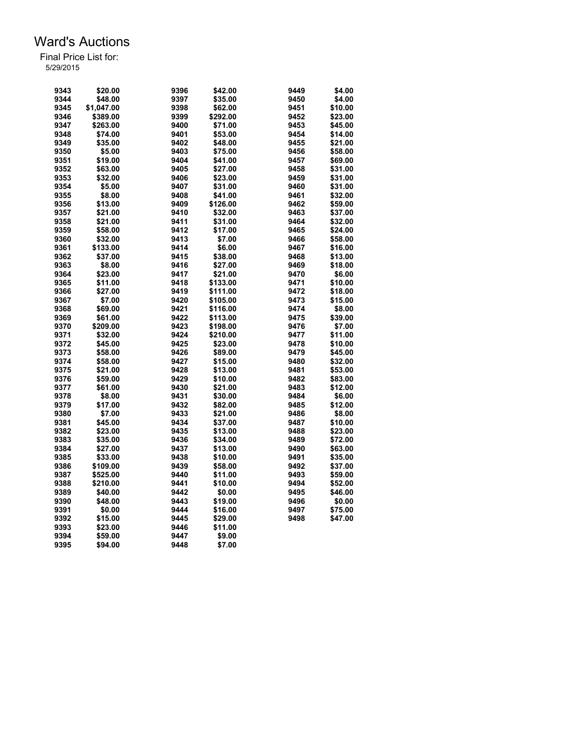# Ward's Auctions

Final Price List for:
5/29/2015

| | | | | | |
|---|---|---|---|---|---|
| 9343 | $20.00 | 9396 | $42.00 | 9449 | $4.00 |
| 9344 | $48.00 | 9397 | $35.00 | 9450 | $4.00 |
| 9345 | $1,047.00 | 9398 | $62.00 | 9451 | $10.00 |
| 9346 | $389.00 | 9399 | $292.00 | 9452 | $23.00 |
| 9347 | $263.00 | 9400 | $71.00 | 9453 | $45.00 |
| 9348 | $74.00 | 9401 | $53.00 | 9454 | $14.00 |
| 9349 | $35.00 | 9402 | $48.00 | 9455 | $21.00 |
| 9350 | $5.00 | 9403 | $75.00 | 9456 | $58.00 |
| 9351 | $19.00 | 9404 | $41.00 | 9457 | $69.00 |
| 9352 | $63.00 | 9405 | $27.00 | 9458 | $31.00 |
| 9353 | $32.00 | 9406 | $23.00 | 9459 | $31.00 |
| 9354 | $5.00 | 9407 | $31.00 | 9460 | $31.00 |
| 9355 | $8.00 | 9408 | $41.00 | 9461 | $32.00 |
| 9356 | $13.00 | 9409 | $126.00 | 9462 | $59.00 |
| 9357 | $21.00 | 9410 | $32.00 | 9463 | $37.00 |
| 9358 | $21.00 | 9411 | $31.00 | 9464 | $32.00 |
| 9359 | $58.00 | 9412 | $17.00 | 9465 | $24.00 |
| 9360 | $32.00 | 9413 | $7.00 | 9466 | $58.00 |
| 9361 | $133.00 | 9414 | $6.00 | 9467 | $16.00 |
| 9362 | $37.00 | 9415 | $38.00 | 9468 | $13.00 |
| 9363 | $8.00 | 9416 | $27.00 | 9469 | $18.00 |
| 9364 | $23.00 | 9417 | $21.00 | 9470 | $6.00 |
| 9365 | $11.00 | 9418 | $133.00 | 9471 | $10.00 |
| 9366 | $27.00 | 9419 | $111.00 | 9472 | $18.00 |
| 9367 | $7.00 | 9420 | $105.00 | 9473 | $15.00 |
| 9368 | $69.00 | 9421 | $116.00 | 9474 | $8.00 |
| 9369 | $61.00 | 9422 | $113.00 | 9475 | $39.00 |
| 9370 | $209.00 | 9423 | $198.00 | 9476 | $7.00 |
| 9371 | $32.00 | 9424 | $210.00 | 9477 | $11.00 |
| 9372 | $45.00 | 9425 | $23.00 | 9478 | $10.00 |
| 9373 | $58.00 | 9426 | $89.00 | 9479 | $45.00 |
| 9374 | $58.00 | 9427 | $15.00 | 9480 | $32.00 |
| 9375 | $21.00 | 9428 | $13.00 | 9481 | $53.00 |
| 9376 | $59.00 | 9429 | $10.00 | 9482 | $83.00 |
| 9377 | $61.00 | 9430 | $21.00 | 9483 | $12.00 |
| 9378 | $8.00 | 9431 | $30.00 | 9484 | $6.00 |
| 9379 | $17.00 | 9432 | $82.00 | 9485 | $12.00 |
| 9380 | $7.00 | 9433 | $21.00 | 9486 | $8.00 |
| 9381 | $45.00 | 9434 | $37.00 | 9487 | $10.00 |
| 9382 | $23.00 | 9435 | $13.00 | 9488 | $23.00 |
| 9383 | $35.00 | 9436 | $34.00 | 9489 | $72.00 |
| 9384 | $27.00 | 9437 | $13.00 | 9490 | $63.00 |
| 9385 | $33.00 | 9438 | $10.00 | 9491 | $35.00 |
| 9386 | $109.00 | 9439 | $58.00 | 9492 | $37.00 |
| 9387 | $525.00 | 9440 | $11.00 | 9493 | $59.00 |
| 9388 | $210.00 | 9441 | $10.00 | 9494 | $52.00 |
| 9389 | $40.00 | 9442 | $0.00 | 9495 | $46.00 |
| 9390 | $48.00 | 9443 | $19.00 | 9496 | $0.00 |
| 9391 | $0.00 | 9444 | $16.00 | 9497 | $75.00 |
| 9392 | $15.00 | 9445 | $29.00 | 9498 | $47.00 |
| 9393 | $23.00 | 9446 | $11.00 | | |
| 9394 | $59.00 | 9447 | $9.00 | | |
| 9395 | $94.00 | 9448 | $7.00 | | |